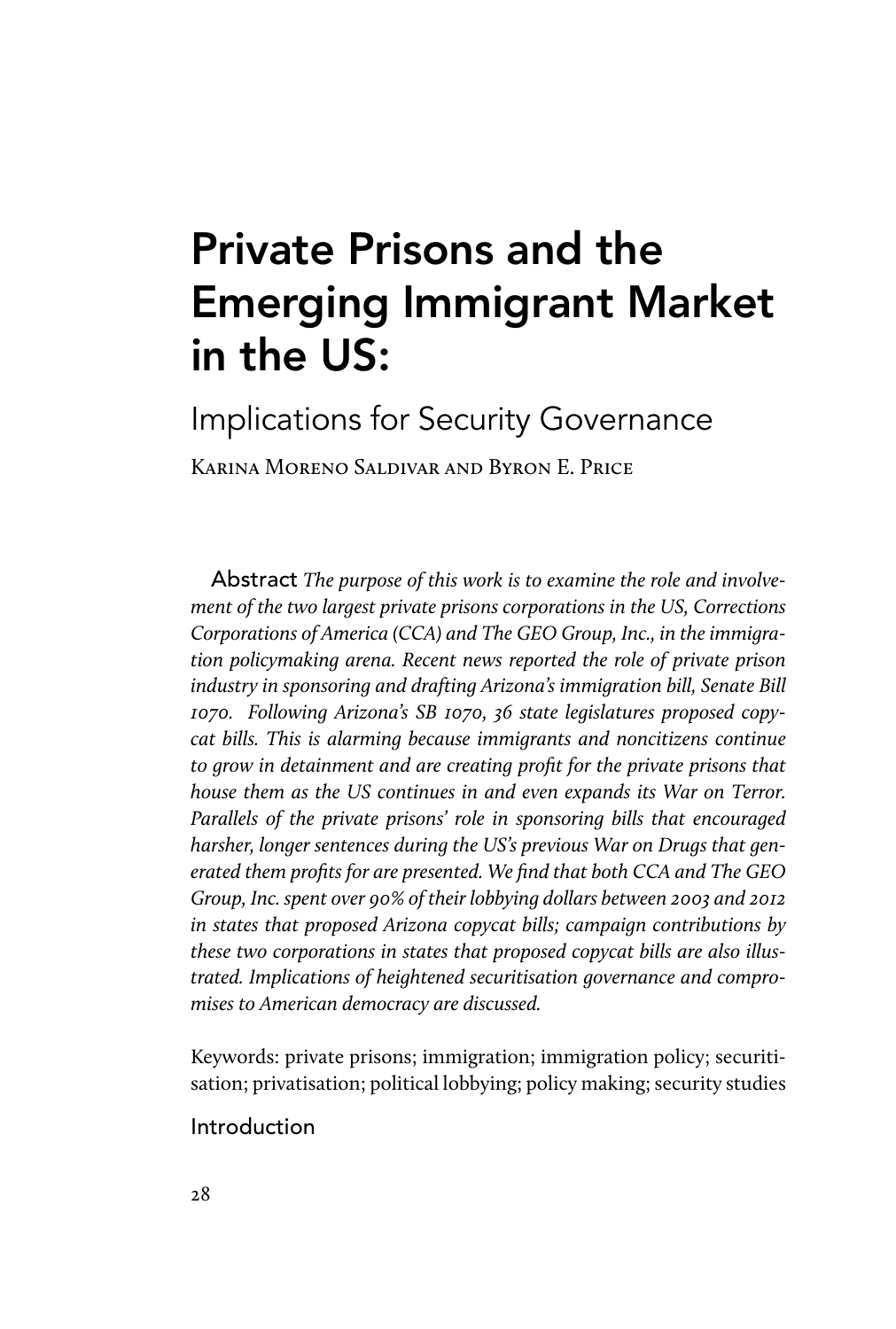# Private Prisons and the Emerging Immigrant Market in the US:

## Implications for Security Governance

Karina Moreno Saldivar and Byron E. Price

**Abstract** *The purpose of this work is to examine the role and involvement of the two largest private prisons corporations in the US, Corrections Corporations of America (CCA) and The GEO Group, Inc., in the immigration policymaking arena. Recent news reported the role of private prison industry in sponsoring and drafting Arizona's immigration bill, Senate Bill 1070. Following Arizona's SB 1070, 36 state legislatures proposed copycat bills. This is alarming because immigrants and noncitizens continue to grow in detainment and are creating profit for the private prisons that house them as the US continues in and even expands its War on Terror. Parallels of the private prisons' role in sponsoring bills that encouraged harsher, longer sentences during the US's previous War on Drugs that generated them profits for are presented. We find that both CCA and The GEO Group, Inc. spent over 90% of their lobbying dollars between 2003 and 2012 in states that proposed Arizona copycat bills; campaign contributions by these two corporations in states that proposed copycat bills are also illustrated. Implications of heightened securitisation governance and compromises to American democracy are discussed.*

Keywords: private prisons; immigration; immigration policy; securitisation; privatisation; political lobbying; policy making; security studies

## Introduction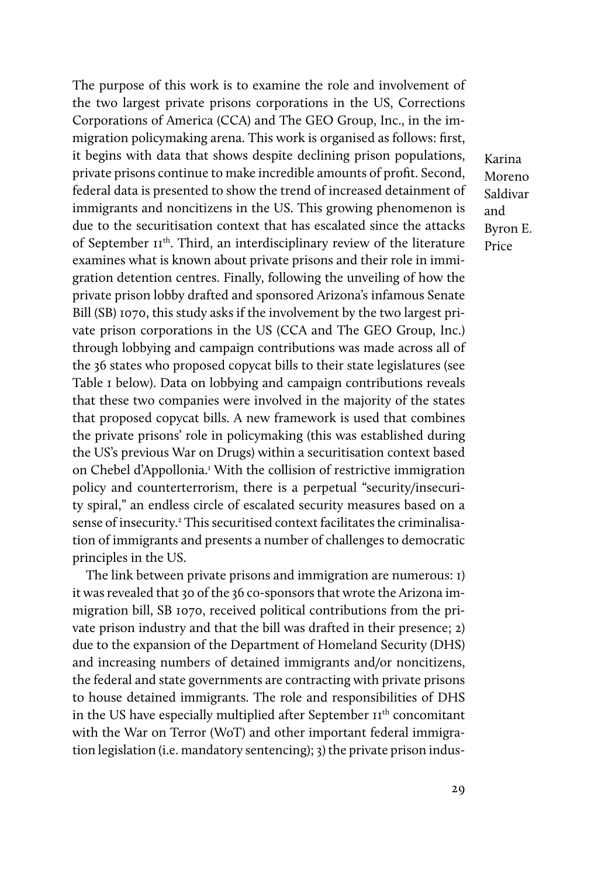The purpose of this work is to examine the role and involvement of the two largest private prisons corporations in the US, Corrections Corporations of America (CCA) and The GEO Group, Inc., in the immigration policymaking arena. This work is organised as follows: first, it begins with data that shows despite declining prison populations, private prisons continue to make incredible amounts of profit. Second, federal data is presented to show the trend of increased detainment of immigrants and noncitizens in the US. This growing phenomenon is due to the securitisation context that has escalated since the attacks of September 11th. Third, an interdisciplinary review of the literature examines what is known about private prisons and their role in immigration detention centres. Finally, following the unveiling of how the private prison lobby drafted and sponsored Arizona's infamous Senate Bill (SB) 1070, this study asks if the involvement by the two largest private prison corporations in the US (CCA and The GEO Group, Inc.) through lobbying and campaign contributions was made across all of the 36 states who proposed copycat bills to their state legislatures (see Table 1 below). Data on lobbying and campaign contributions reveals that these two companies were involved in the majority of the states that proposed copycat bills. A new framework is used that combines the private prisons' role in policymaking (this was established during the US's previous War on Drugs) within a securitisation context based on Chebel d'Appollonia.[1] With the collision of restrictive immigration policy and counterterrorism, there is a perpetual "security/insecurity spiral," an endless circle of escalated security measures based on a sense of insecurity.[2] This securitised context facilitates the criminalisation of immigrants and presents a number of challenges to democratic principles in the US.

The link between private prisons and immigration are numerous: 1) it was revealed that 30 of the 36 co-sponsors that wrote the Arizona immigration bill, SB 1070, received political contributions from the private prison industry and that the bill was drafted in their presence; 2) due to the expansion of the Department of Homeland Security (DHS) and increasing numbers of detained immigrants and/or noncitizens, the federal and state governments are contracting with private prisons to house detained immigrants. The role and responsibilities of DHS in the US have especially multiplied after September 11th concomitant with the War on Terror (WoT) and other important federal immigration legislation (i.e. mandatory sentencing); 3) the private prison indus-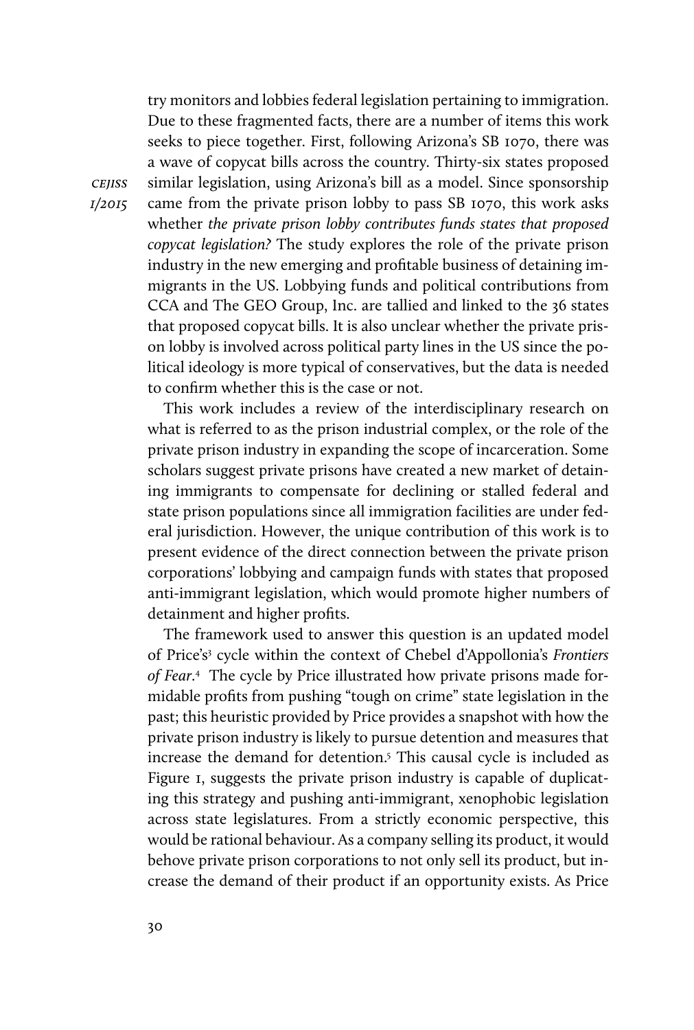try monitors and lobbies federal legislation pertaining to immigration. Due to these fragmented facts, there are a number of items this work seeks to piece together. First, following Arizona's SB 1070, there was a wave of copycat bills across the country. Thirty-six states proposed similar legislation, using Arizona's bill as a model. Since sponsorship came from the private prison lobby to pass SB 1070, this work asks whether *the private prison lobby contributes funds states that proposed copycat legislation?* The study explores the role of the private prison industry in the new emerging and profitable business of detaining immigrants in the US. Lobbying funds and political contributions from CCA and The GEO Group, Inc. are tallied and linked to the 36 states that proposed copycat bills. It is also unclear whether the private prison lobby is involved across political party lines in the US since the political ideology is more typical of conservatives, but the data is needed to confirm whether this is the case or not.

This work includes a review of the interdisciplinary research on what is referred to as the prison industrial complex, or the role of the private prison industry in expanding the scope of incarceration. Some scholars suggest private prisons have created a new market of detaining immigrants to compensate for declining or stalled federal and state prison populations since all immigration facilities are under federal jurisdiction. However, the unique contribution of this work is to present evidence of the direct connection between the private prison corporations' lobbying and campaign funds with states that proposed anti-immigrant legislation, which would promote higher numbers of detainment and higher profits.

The framework used to answer this question is an updated model of Price's[3] cycle within the context of Chebel d'Appollonia's *Frontiers of Fear*.[4] The cycle by Price illustrated how private prisons made formidable profits from pushing "tough on crime" state legislation in the past; this heuristic provided by Price provides a snapshot with how the private prison industry is likely to pursue detention and measures that increase the demand for detention.[5] This causal cycle is included as Figure 1, suggests the private prison industry is capable of duplicating this strategy and pushing anti-immigrant, xenophobic legislation across state legislatures. From a strictly economic perspective, this would be rational behaviour. As a company selling its product, it would behove private prison corporations to not only sell its product, but increase the demand of their product if an opportunity exists. As Price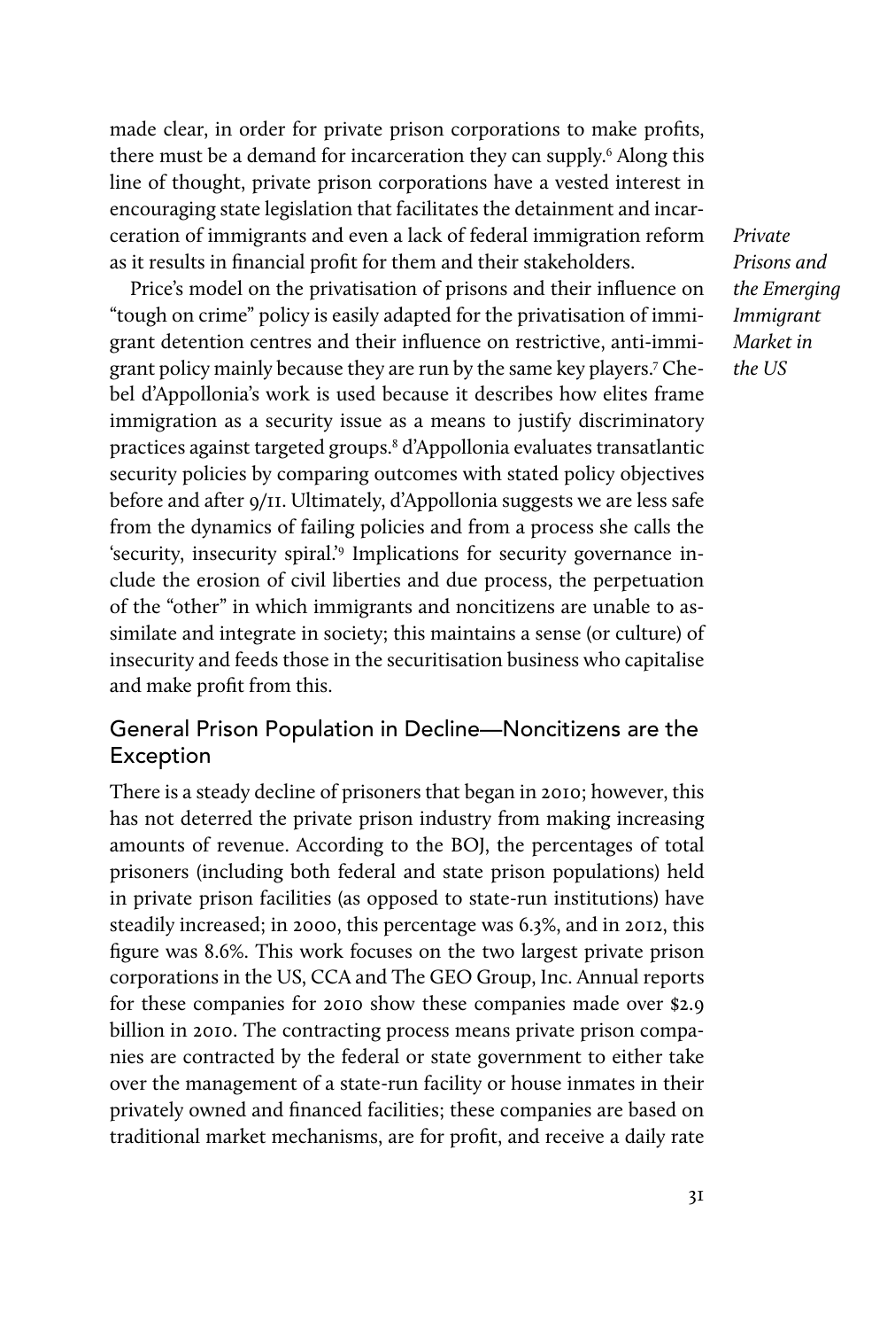made clear, in order for private prison corporations to make profits, there must be a demand for incarceration they can supply.[6] Along this line of thought, private prison corporations have a vested interest in encouraging state legislation that facilitates the detainment and incarceration of immigrants and even a lack of federal immigration reform as it results in financial profit for them and their stakeholders.

Price's model on the privatisation of prisons and their influence on "tough on crime" policy is easily adapted for the privatisation of immigrant detention centres and their influence on restrictive, anti-immigrant policy mainly because they are run by the same key players.[7] Chebel d'Appollonia's work is used because it describes how elites frame immigration as a security issue as a means to justify discriminatory practices against targeted groups.[8] d'Appollonia evaluates transatlantic security policies by comparing outcomes with stated policy objectives before and after 9/11. Ultimately, d'Appollonia suggests we are less safe from the dynamics of failing policies and from a process she calls the 'security, insecurity spiral.'[9] Implications for security governance include the erosion of civil liberties and due process, the perpetuation of the "other" in which immigrants and noncitizens are unable to assimilate and integrate in society; this maintains a sense (or culture) of insecurity and feeds those in the securitisation business who capitalise and make profit from this.

## General Prison Population in Decline—Noncitizens are the Exception

There is a steady decline of prisoners that began in 2010; however, this has not deterred the private prison industry from making increasing amounts of revenue. According to the BOJ, the percentages of total prisoners (including both federal and state prison populations) held in private prison facilities (as opposed to state-run institutions) have steadily increased; in 2000, this percentage was 6.3%, and in 2012, this figure was 8.6%. This work focuses on the two largest private prison corporations in the US, CCA and The GEO Group, Inc. Annual reports for these companies for 2010 show these companies made over $2.9 billion in 2010. The contracting process means private prison companies are contracted by the federal or state government to either take over the management of a state-run facility or house inmates in their privately owned and financed facilities; these companies are based on traditional market mechanisms, are for profit, and receive a daily rate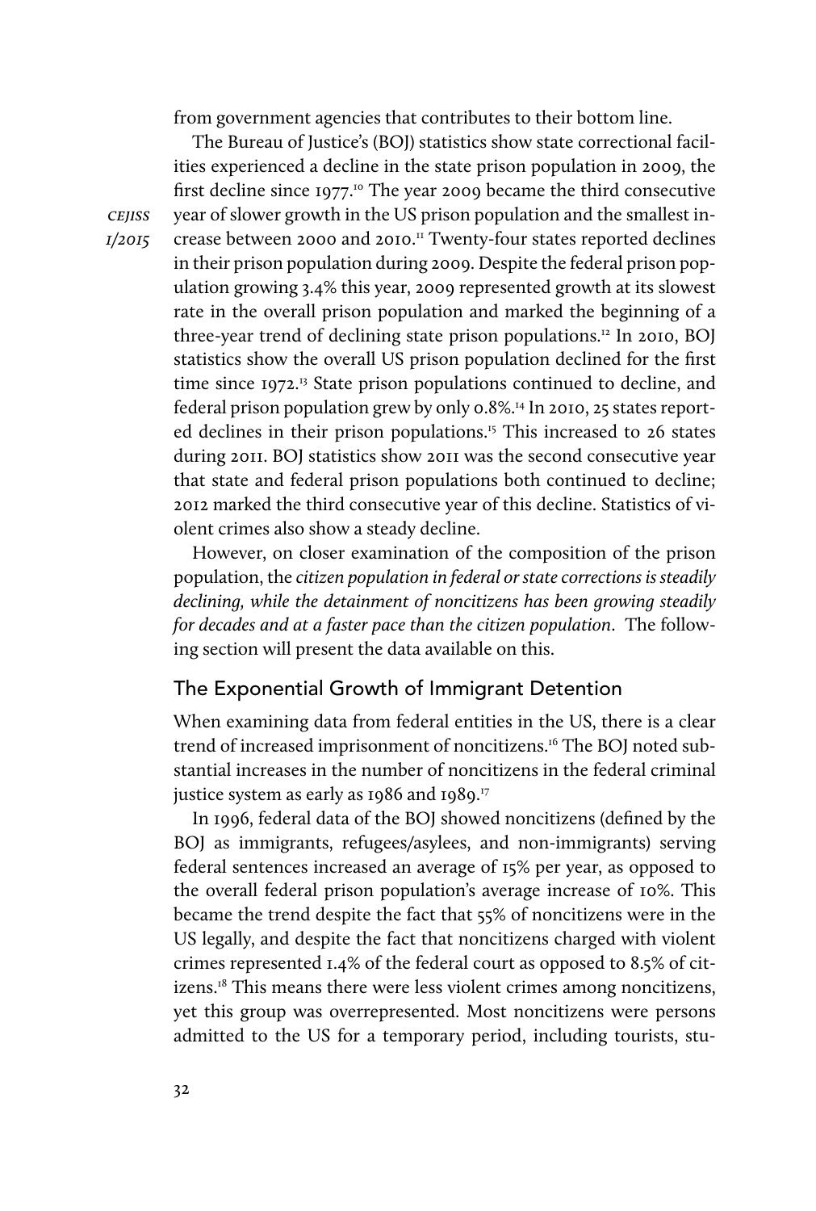from government agencies that contributes to their bottom line.

The Bureau of Justice's (BOJ) statistics show state correctional facilities experienced a decline in the state prison population in 2009, the first decline since 1977.[10] The year 2009 became the third consecutive year of slower growth in the US prison population and the smallest increase between 2000 and 2010.[11] Twenty-four states reported declines in their prison population during 2009. Despite the federal prison population growing 3.4% this year, 2009 represented growth at its slowest rate in the overall prison population and marked the beginning of a three-year trend of declining state prison populations.[12] In 2010, BOJ statistics show the overall US prison population declined for the first time since 1972.[13] State prison populations continued to decline, and federal prison population grew by only 0.8%.[14] In 2010, 25 states reported declines in their prison populations.[15] This increased to 26 states during 2011. BOJ statistics show 2011 was the second consecutive year that state and federal prison populations both continued to decline; 2012 marked the third consecutive year of this decline. Statistics of violent crimes also show a steady decline.

However, on closer examination of the composition of the prison population, the *citizen population in federal or state corrections is steadily declining, while the detainment of noncitizens has been growing steadily for decades and at a faster pace than the citizen population*. The following section will present the data available on this.

## The Exponential Growth of Immigrant Detention

When examining data from federal entities in the US, there is a clear trend of increased imprisonment of noncitizens.[16] The BOJ noted substantial increases in the number of noncitizens in the federal criminal justice system as early as 1986 and 1989.[17]

In 1996, federal data of the BOJ showed noncitizens (defined by the BOJ as immigrants, refugees/asylees, and non-immigrants) serving federal sentences increased an average of 15% per year, as opposed to the overall federal prison population's average increase of 10%. This became the trend despite the fact that 55% of noncitizens were in the US legally, and despite the fact that noncitizens charged with violent crimes represented 1.4% of the federal court as opposed to 8.5% of citizens.[18] This means there were less violent crimes among noncitizens, yet this group was overrepresented. Most noncitizens were persons admitted to the US for a temporary period, including tourists, stu-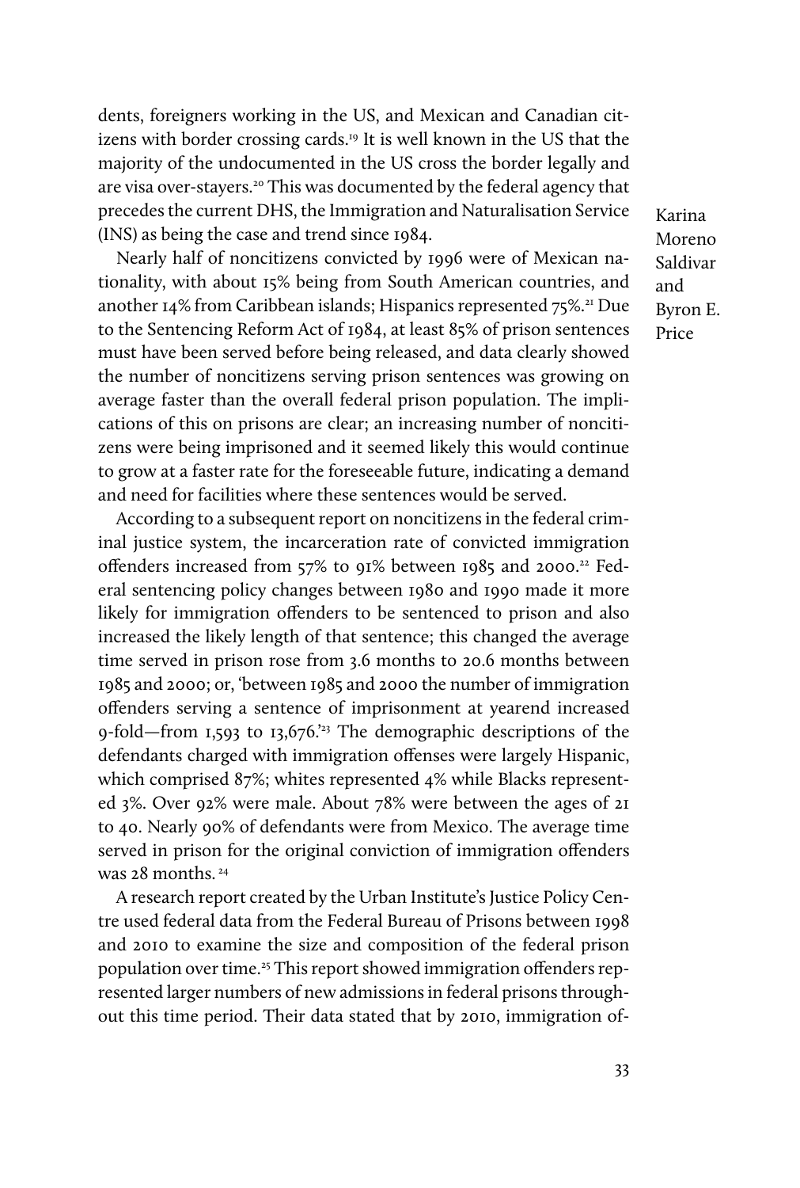dents, foreigners working in the US, and Mexican and Canadian citizens with border crossing cards.[19] It is well known in the US that the majority of the undocumented in the US cross the border legally and are visa over-stayers.[20] This was documented by the federal agency that precedes the current DHS, the Immigration and Naturalisation Service (INS) as being the case and trend since 1984.

Nearly half of noncitizens convicted by 1996 were of Mexican nationality, with about 15% being from South American countries, and another 14% from Caribbean islands; Hispanics represented 75%.[21] Due to the Sentencing Reform Act of 1984, at least 85% of prison sentences must have been served before being released, and data clearly showed the number of noncitizens serving prison sentences was growing on average faster than the overall federal prison population. The implications of this on prisons are clear; an increasing number of noncitizens were being imprisoned and it seemed likely this would continue to grow at a faster rate for the foreseeable future, indicating a demand and need for facilities where these sentences would be served.

According to a subsequent report on noncitizens in the federal criminal justice system, the incarceration rate of convicted immigration offenders increased from 57% to 91% between 1985 and 2000.[22] Federal sentencing policy changes between 1980 and 1990 made it more likely for immigration offenders to be sentenced to prison and also increased the likely length of that sentence; this changed the average time served in prison rose from 3.6 months to 20.6 months between 1985 and 2000; or, 'between 1985 and 2000 the number of immigration offenders serving a sentence of imprisonment at yearend increased 9-fold—from 1,593 to 13,676.'[23] The demographic descriptions of the defendants charged with immigration offenses were largely Hispanic, which comprised 87%; whites represented 4% while Blacks represented 3%. Over 92% were male. About 78% were between the ages of 21 to 40. Nearly 90% of defendants were from Mexico. The average time served in prison for the original conviction of immigration offenders was 28 months.[24]

A research report created by the Urban Institute's Justice Policy Centre used federal data from the Federal Bureau of Prisons between 1998 and 2010 to examine the size and composition of the federal prison population over time.[25] This report showed immigration offenders represented larger numbers of new admissions in federal prisons throughout this time period. Their data stated that by 2010, immigration of-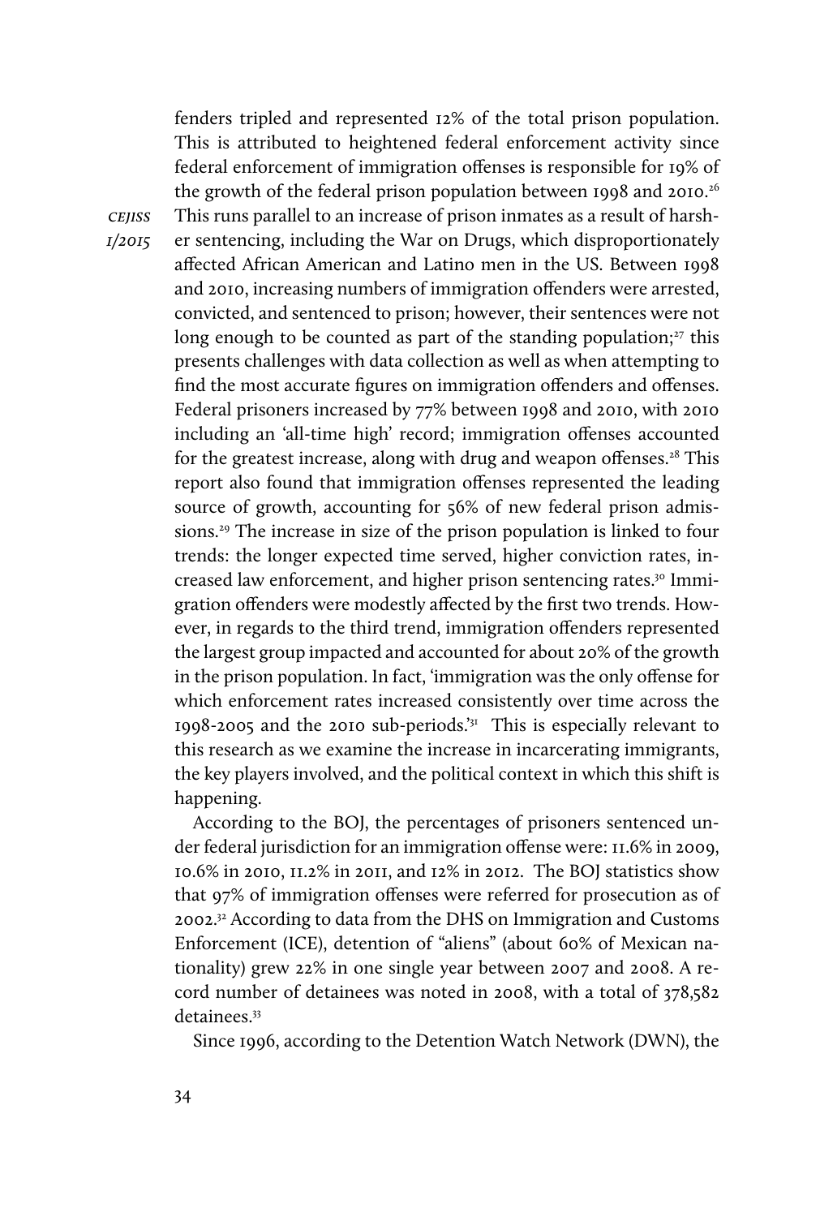fenders tripled and represented 12% of the total prison population. This is attributed to heightened federal enforcement activity since federal enforcement of immigration offenses is responsible for 19% of the growth of the federal prison population between 1998 and 2010.[26] This runs parallel to an increase of prison inmates as a result of harsher sentencing, including the War on Drugs, which disproportionately affected African American and Latino men in the US. Between 1998 and 2010, increasing numbers of immigration offenders were arrested, convicted, and sentenced to prison; however, their sentences were not long enough to be counted as part of the standing population;[27] this presents challenges with data collection as well as when attempting to find the most accurate figures on immigration offenders and offenses. Federal prisoners increased by 77% between 1998 and 2010, with 2010 including an 'all-time high' record; immigration offenses accounted for the greatest increase, along with drug and weapon offenses.[28] This report also found that immigration offenses represented the leading source of growth, accounting for 56% of new federal prison admissions.[29] The increase in size of the prison population is linked to four trends: the longer expected time served, higher conviction rates, increased law enforcement, and higher prison sentencing rates.[30] Immigration offenders were modestly affected by the first two trends. However, in regards to the third trend, immigration offenders represented the largest group impacted and accounted for about 20% of the growth in the prison population. In fact, 'immigration was the only offense for which enforcement rates increased consistently over time across the 1998-2005 and the 2010 sub-periods.'[31] This is especially relevant to this research as we examine the increase in incarcerating immigrants, the key players involved, and the political context in which this shift is happening.

According to the BOJ, the percentages of prisoners sentenced under federal jurisdiction for an immigration offense were: 11.6% in 2009, 10.6% in 2010, 11.2% in 2011, and 12% in 2012. The BOJ statistics show that 97% of immigration offenses were referred for prosecution as of 2002.[32] According to data from the DHS on Immigration and Customs Enforcement (ICE), detention of "aliens" (about 60% of Mexican nationality) grew 22% in one single year between 2007 and 2008. A record number of detainees was noted in 2008, with a total of 378,582 detainees.[33]

Since 1996, according to the Detention Watch Network (DWN), the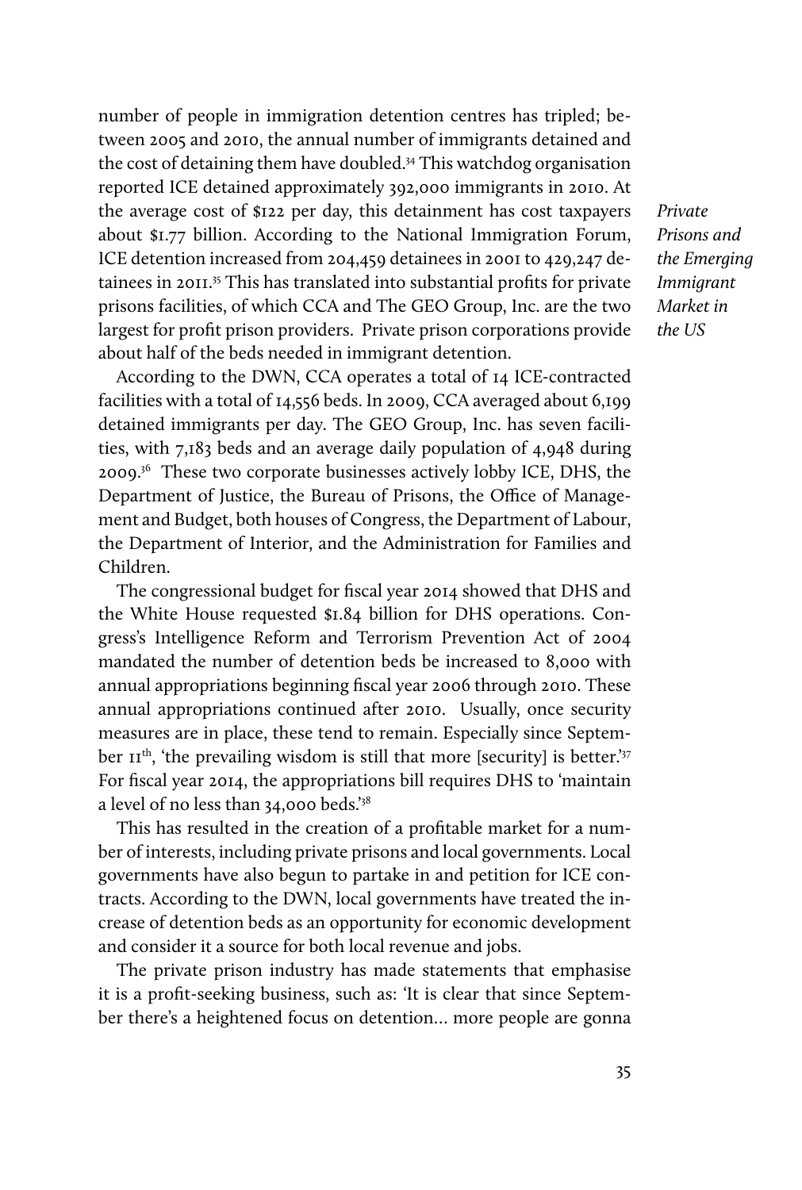number of people in immigration detention centres has tripled; between 2005 and 2010, the annual number of immigrants detained and the cost of detaining them have doubled.[34] This watchdog organisation reported ICE detained approximately 392,000 immigrants in 2010. At the average cost of $122 per day, this detainment has cost taxpayers about $1.77 billion. According to the National Immigration Forum, ICE detention increased from 204,459 detainees in 2001 to 429,247 detainees in 2011.[35] This has translated into substantial profits for private prisons facilities, of which CCA and The GEO Group, Inc. are the two largest for profit prison providers. Private prison corporations provide about half of the beds needed in immigrant detention.

According to the DWN, CCA operates a total of 14 ICE-contracted facilities with a total of 14,556 beds. In 2009, CCA averaged about 6,199 detained immigrants per day. The GEO Group, Inc. has seven facilities, with 7,183 beds and an average daily population of 4,948 during 2009.[36] These two corporate businesses actively lobby ICE, DHS, the Department of Justice, the Bureau of Prisons, the Office of Management and Budget, both houses of Congress, the Department of Labour, the Department of Interior, and the Administration for Families and Children.

The congressional budget for fiscal year 2014 showed that DHS and the White House requested $1.84 billion for DHS operations. Congress's Intelligence Reform and Terrorism Prevention Act of 2004 mandated the number of detention beds be increased to 8,000 with annual appropriations beginning fiscal year 2006 through 2010. These annual appropriations continued after 2010. Usually, once security measures are in place, these tend to remain. Especially since September 11th, 'the prevailing wisdom is still that more [security] is better.'[37] For fiscal year 2014, the appropriations bill requires DHS to 'maintain a level of no less than 34,000 beds.'[38]

This has resulted in the creation of a profitable market for a number of interests, including private prisons and local governments. Local governments have also begun to partake in and petition for ICE contracts. According to the DWN, local governments have treated the increase of detention beds as an opportunity for economic development and consider it a source for both local revenue and jobs.

The private prison industry has made statements that emphasise it is a profit-seeking business, such as: 'It is clear that since September there's a heightened focus on detention... more people are gonna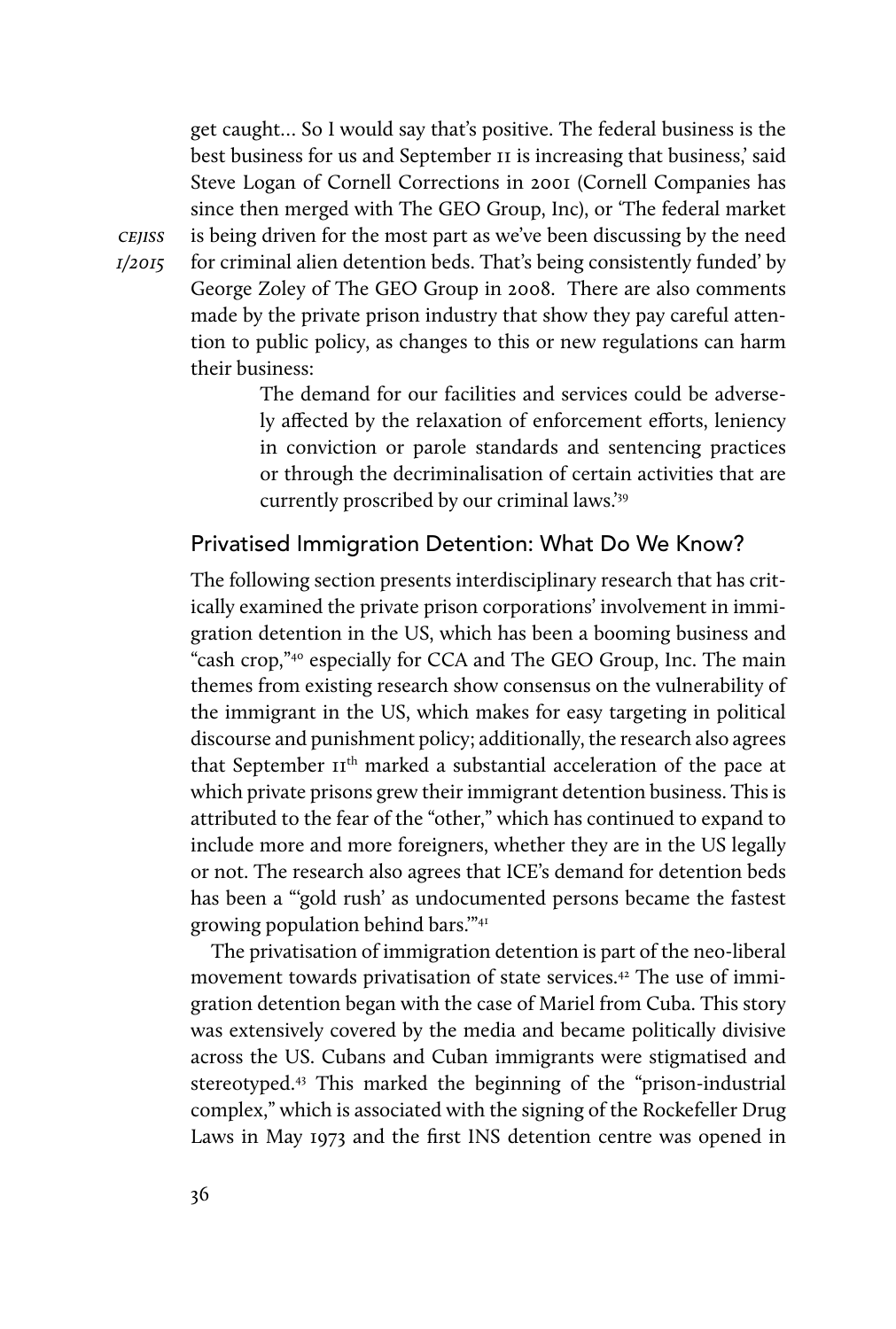get caught… So I would say that's positive. The federal business is the best business for us and September 11 is increasing that business,' said Steve Logan of Cornell Corrections in 2001 (Cornell Companies has since then merged with The GEO Group, Inc), or 'The federal market is being driven for the most part as we've been discussing by the need for criminal alien detention beds. That's being consistently funded' by George Zoley of The GEO Group in 2008. There are also comments made by the private prison industry that show they pay careful attention to public policy, as changes to this or new regulations can harm their business:

> The demand for our facilities and services could be adversely affected by the relaxation of enforcement efforts, leniency in conviction or parole standards and sentencing practices or through the decriminalisation of certain activities that are currently proscribed by our criminal laws.'[39]

## Privatised Immigration Detention: What Do We Know?

The following section presents interdisciplinary research that has critically examined the private prison corporations' involvement in immigration detention in the US, which has been a booming business and "cash crop,"[40] especially for CCA and The GEO Group, Inc. The main themes from existing research show consensus on the vulnerability of the immigrant in the US, which makes for easy targeting in political discourse and punishment policy; additionally, the research also agrees that September 11th marked a substantial acceleration of the pace at which private prisons grew their immigrant detention business. This is attributed to the fear of the "other," which has continued to expand to include more and more foreigners, whether they are in the US legally or not. The research also agrees that ICE's demand for detention beds has been a "'gold rush' as undocumented persons became the fastest growing population behind bars."[41]

The privatisation of immigration detention is part of the neo-liberal movement towards privatisation of state services.[42] The use of immigration detention began with the case of Mariel from Cuba. This story was extensively covered by the media and became politically divisive across the US. Cubans and Cuban immigrants were stigmatised and stereotyped.[43] This marked the beginning of the "prison-industrial complex," which is associated with the signing of the Rockefeller Drug Laws in May 1973 and the first INS detention centre was opened in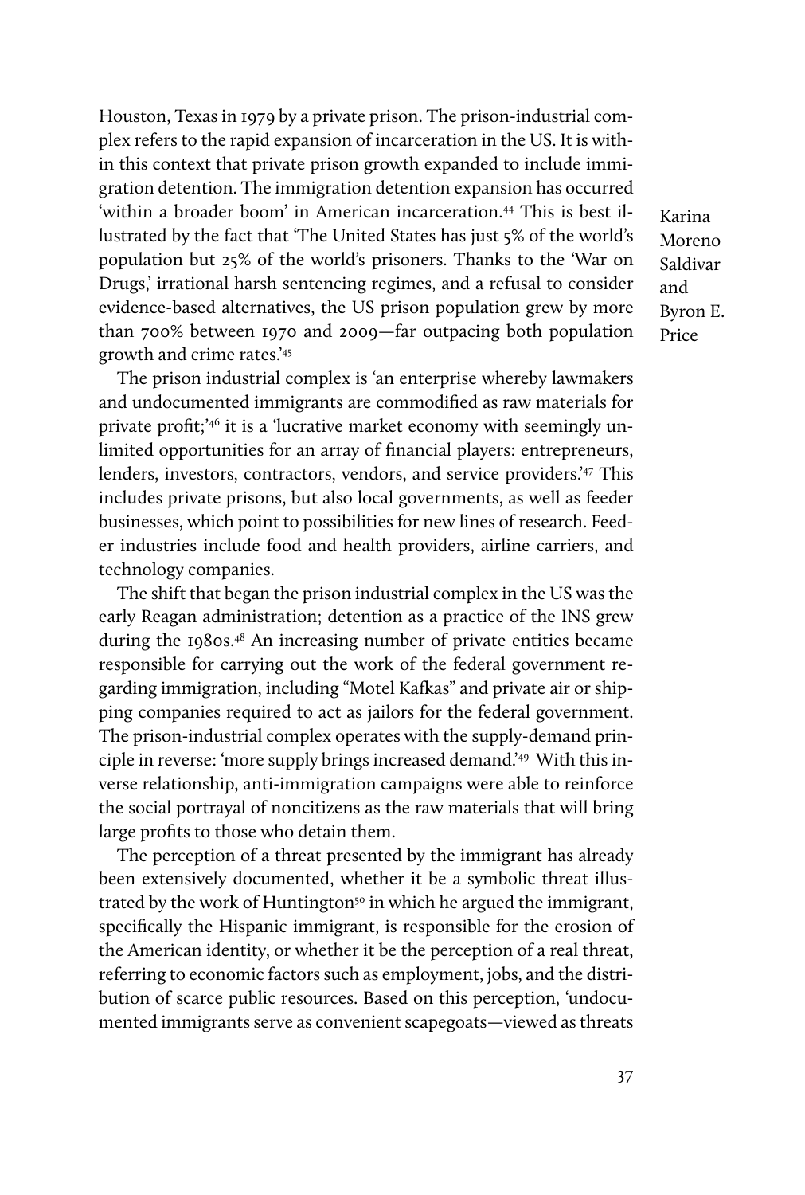Houston, Texas in 1979 by a private prison. The prison-industrial complex refers to the rapid expansion of incarceration in the US. It is within this context that private prison growth expanded to include immigration detention. The immigration detention expansion has occurred 'within a broader boom' in American incarceration.[44] This is best illustrated by the fact that 'The United States has just 5% of the world's population but 25% of the world's prisoners. Thanks to the 'War on Drugs,' irrational harsh sentencing regimes, and a refusal to consider evidence-based alternatives, the US prison population grew by more than 700% between 1970 and 2009—far outpacing both population growth and crime rates.'[45]

The prison industrial complex is 'an enterprise whereby lawmakers and undocumented immigrants are commodified as raw materials for private profit;'[46] it is a 'lucrative market economy with seemingly unlimited opportunities for an array of financial players: entrepreneurs, lenders, investors, contractors, vendors, and service providers.'[47] This includes private prisons, but also local governments, as well as feeder businesses, which point to possibilities for new lines of research. Feeder industries include food and health providers, airline carriers, and technology companies.

The shift that began the prison industrial complex in the US was the early Reagan administration; detention as a practice of the INS grew during the 1980s.[48] An increasing number of private entities became responsible for carrying out the work of the federal government regarding immigration, including "Motel Kafkas" and private air or shipping companies required to act as jailors for the federal government. The prison-industrial complex operates with the supply-demand principle in reverse: 'more supply brings increased demand.'[49] With this inverse relationship, anti-immigration campaigns were able to reinforce the social portrayal of noncitizens as the raw materials that will bring large profits to those who detain them.

The perception of a threat presented by the immigrant has already been extensively documented, whether it be a symbolic threat illustrated by the work of Huntington[50] in which he argued the immigrant, specifically the Hispanic immigrant, is responsible for the erosion of the American identity, or whether it be the perception of a real threat, referring to economic factors such as employment, jobs, and the distribution of scarce public resources. Based on this perception, 'undocumented immigrants serve as convenient scapegoats—viewed as threats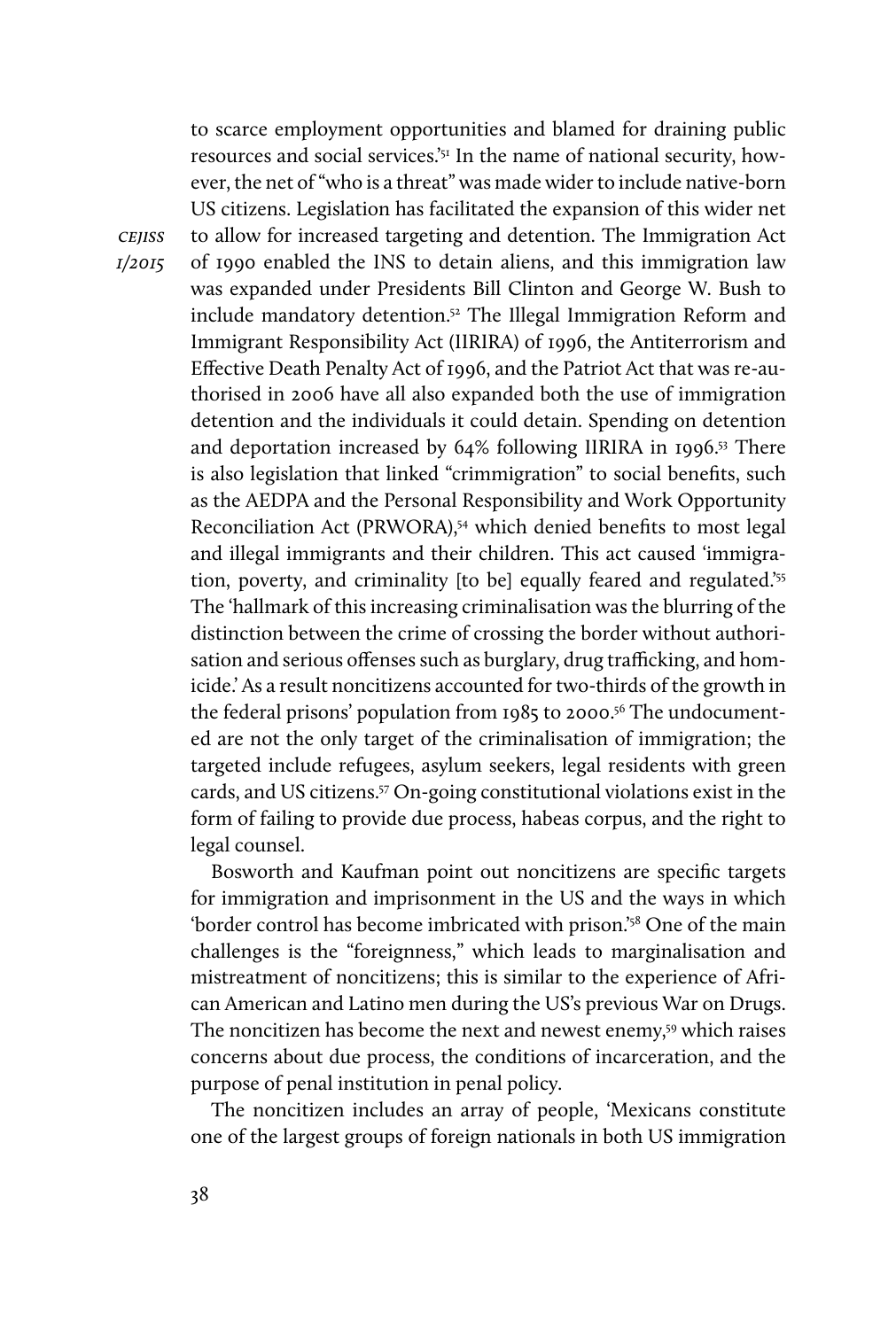to scarce employment opportunities and blamed for draining public resources and social services.'[51] In the name of national security, however, the net of "who is a threat" was made wider to include native-born US citizens. Legislation has facilitated the expansion of this wider net to allow for increased targeting and detention. The Immigration Act of 1990 enabled the INS to detain aliens, and this immigration law was expanded under Presidents Bill Clinton and George W. Bush to include mandatory detention.[52] The Illegal Immigration Reform and Immigrant Responsibility Act (IIRIRA) of 1996, the Antiterrorism and Effective Death Penalty Act of 1996, and the Patriot Act that was re-authorised in 2006 have all also expanded both the use of immigration detention and the individuals it could detain. Spending on detention and deportation increased by 64% following IIRIRA in 1996.[53] There is also legislation that linked "crimmigration" to social benefits, such as the AEDPA and the Personal Responsibility and Work Opportunity Reconciliation Act (PRWORA),[54] which denied benefits to most legal and illegal immigrants and their children. This act caused 'immigration, poverty, and criminality [to be] equally feared and regulated.'[55] The 'hallmark of this increasing criminalisation was the blurring of the distinction between the crime of crossing the border without authorisation and serious offenses such as burglary, drug trafficking, and homicide.' As a result noncitizens accounted for two-thirds of the growth in the federal prisons' population from 1985 to 2000.[56] The undocumented are not the only target of the criminalisation of immigration; the targeted include refugees, asylum seekers, legal residents with green cards, and US citizens.[57] On-going constitutional violations exist in the form of failing to provide due process, habeas corpus, and the right to legal counsel.

Bosworth and Kaufman point out noncitizens are specific targets for immigration and imprisonment in the US and the ways in which 'border control has become imbricated with prison.'[58] One of the main challenges is the "foreignness," which leads to marginalisation and mistreatment of noncitizens; this is similar to the experience of African American and Latino men during the US's previous War on Drugs. The noncitizen has become the next and newest enemy,[59] which raises concerns about due process, the conditions of incarceration, and the purpose of penal institution in penal policy.

The noncitizen includes an array of people, 'Mexicans constitute one of the largest groups of foreign nationals in both US immigration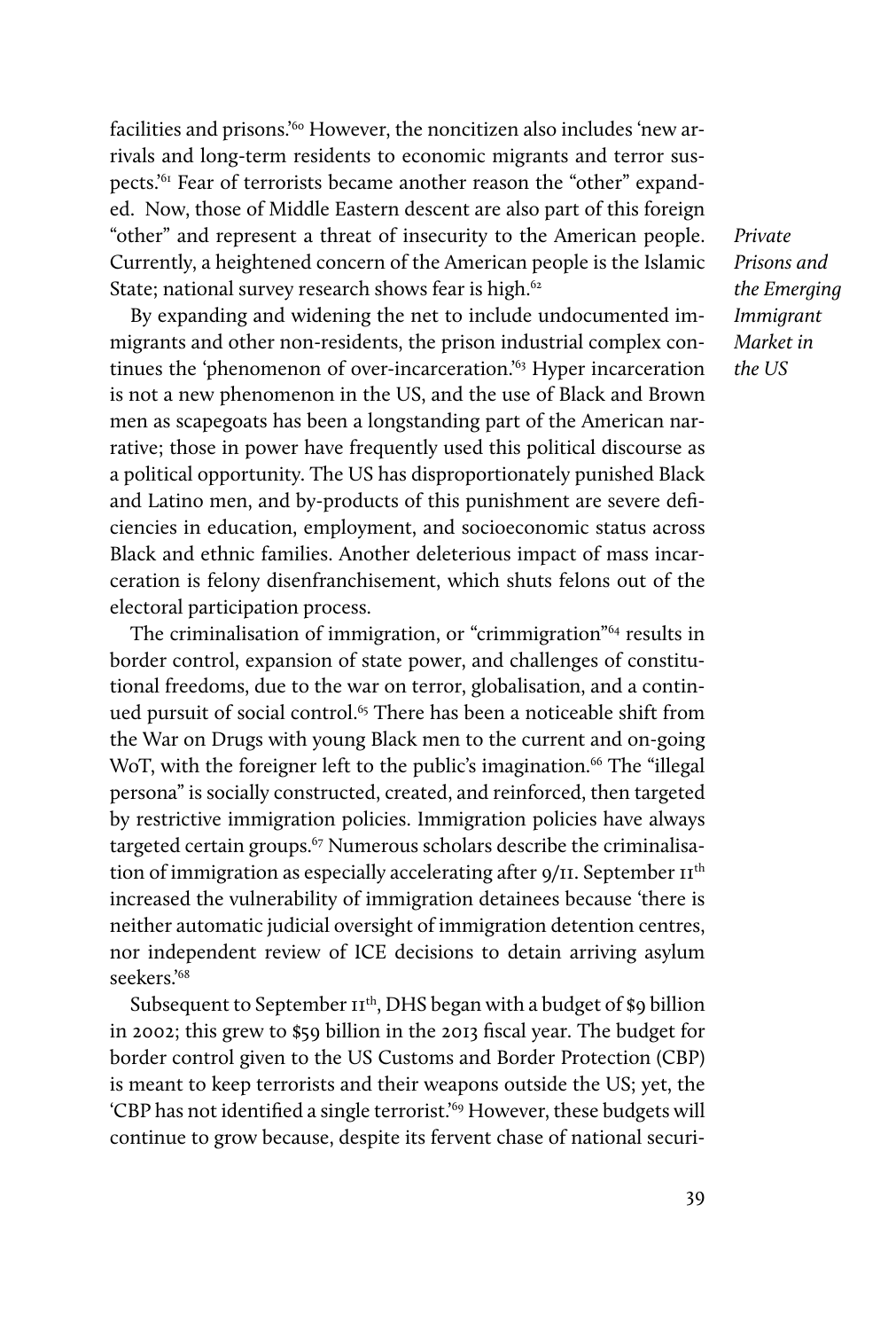facilities and prisons.'[60] However, the noncitizen also includes 'new arrivals and long-term residents to economic migrants and terror suspects.'[61] Fear of terrorists became another reason the "other" expanded. Now, those of Middle Eastern descent are also part of this foreign "other" and represent a threat of insecurity to the American people. Currently, a heightened concern of the American people is the Islamic State; national survey research shows fear is high.[62]

By expanding and widening the net to include undocumented immigrants and other non-residents, the prison industrial complex continues the 'phenomenon of over-incarceration.'[63] Hyper incarceration is not a new phenomenon in the US, and the use of Black and Brown men as scapegoats has been a longstanding part of the American narrative; those in power have frequently used this political discourse as a political opportunity. The US has disproportionately punished Black and Latino men, and by-products of this punishment are severe deficiencies in education, employment, and socioeconomic status across Black and ethnic families. Another deleterious impact of mass incarceration is felony disenfranchisement, which shuts felons out of the electoral participation process.

The criminalisation of immigration, or "crimmigration"[64] results in border control, expansion of state power, and challenges of constitutional freedoms, due to the war on terror, globalisation, and a continued pursuit of social control.[65] There has been a noticeable shift from the War on Drugs with young Black men to the current and on-going WoT, with the foreigner left to the public's imagination.[66] The "illegal persona" is socially constructed, created, and reinforced, then targeted by restrictive immigration policies. Immigration policies have always targeted certain groups.[67] Numerous scholars describe the criminalisation of immigration as especially accelerating after 9/11. September 11th increased the vulnerability of immigration detainees because 'there is neither automatic judicial oversight of immigration detention centres, nor independent review of ICE decisions to detain arriving asylum seekers.'[68]

Subsequent to September 11th, DHS began with a budget of $9 billion in 2002; this grew to $59 billion in the 2013 fiscal year. The budget for border control given to the US Customs and Border Protection (CBP) is meant to keep terrorists and their weapons outside the US; yet, the 'CBP has not identified a single terrorist.'[69] However, these budgets will continue to grow because, despite its fervent chase of national securi-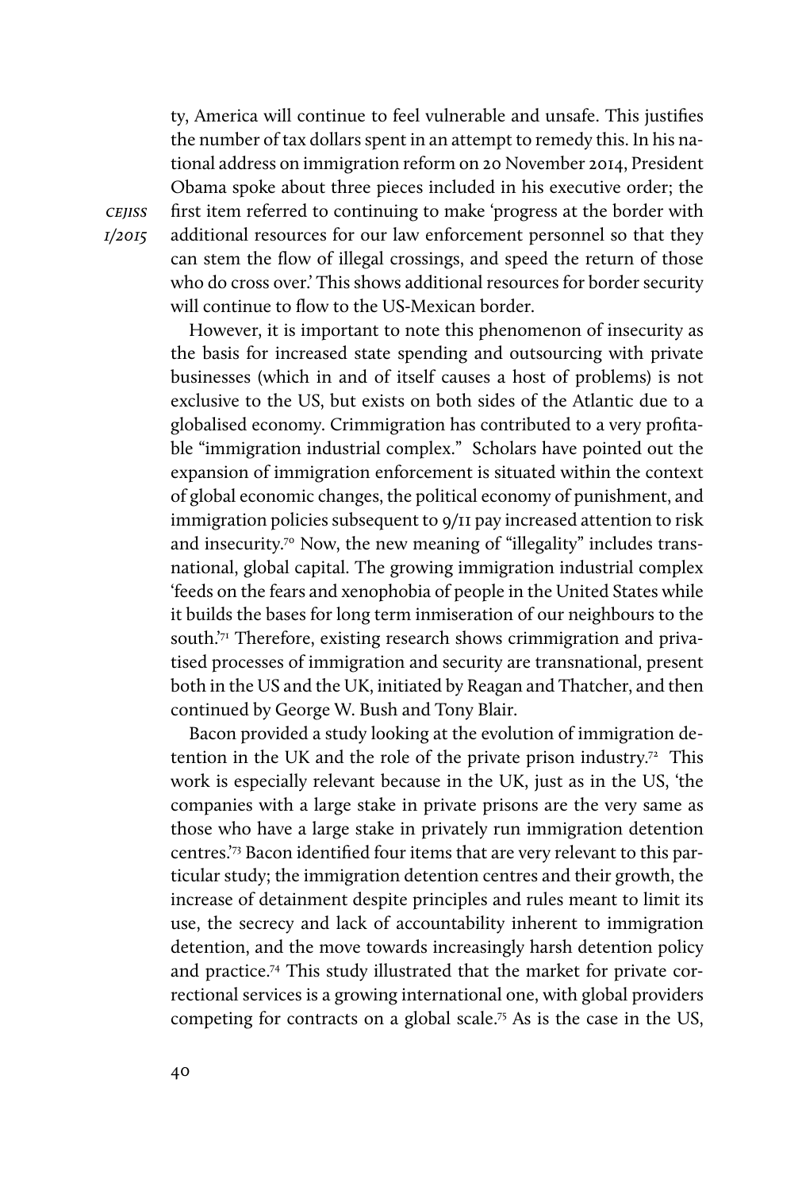ty, America will continue to feel vulnerable and unsafe. This justifies the number of tax dollars spent in an attempt to remedy this. In his national address on immigration reform on 20 November 2014, President Obama spoke about three pieces included in his executive order; the first item referred to continuing to make 'progress at the border with additional resources for our law enforcement personnel so that they can stem the flow of illegal crossings, and speed the return of those who do cross over.' This shows additional resources for border security will continue to flow to the US-Mexican border.

However, it is important to note this phenomenon of insecurity as the basis for increased state spending and outsourcing with private businesses (which in and of itself causes a host of problems) is not exclusive to the US, but exists on both sides of the Atlantic due to a globalised economy. Crimmigration has contributed to a very profitable "immigration industrial complex." Scholars have pointed out the expansion of immigration enforcement is situated within the context of global economic changes, the political economy of punishment, and immigration policies subsequent to 9/11 pay increased attention to risk and insecurity.[70] Now, the new meaning of "illegality" includes transnational, global capital. The growing immigration industrial complex 'feeds on the fears and xenophobia of people in the United States while it builds the bases for long term inmiseration of our neighbours to the south.'[71] Therefore, existing research shows crimmigration and privatised processes of immigration and security are transnational, present both in the US and the UK, initiated by Reagan and Thatcher, and then continued by George W. Bush and Tony Blair.

Bacon provided a study looking at the evolution of immigration detention in the UK and the role of the private prison industry.[72] This work is especially relevant because in the UK, just as in the US, 'the companies with a large stake in private prisons are the very same as those who have a large stake in privately run immigration detention centres.'[73] Bacon identified four items that are very relevant to this particular study; the immigration detention centres and their growth, the increase of detainment despite principles and rules meant to limit its use, the secrecy and lack of accountability inherent to immigration detention, and the move towards increasingly harsh detention policy and practice.[74] This study illustrated that the market for private correctional services is a growing international one, with global providers competing for contracts on a global scale.[75] As is the case in the US,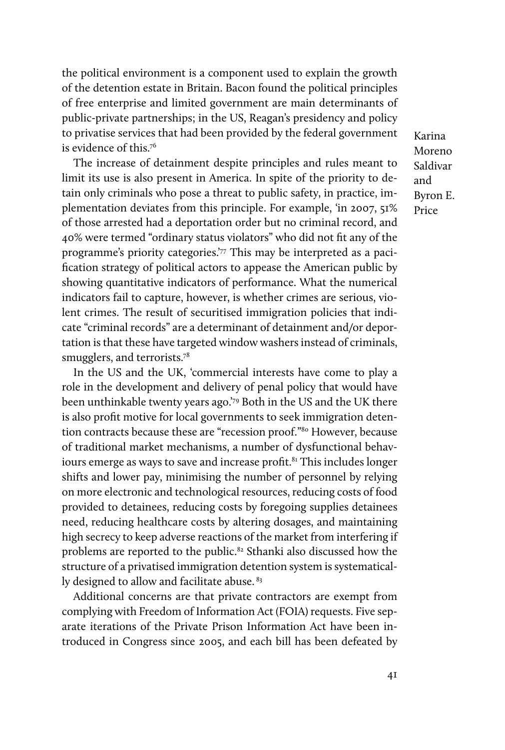the political environment is a component used to explain the growth of the detention estate in Britain. Bacon found the political principles of free enterprise and limited government are main determinants of public-private partnerships; in the US, Reagan's presidency and policy to privatise services that had been provided by the federal government is evidence of this.[76]

The increase of detainment despite principles and rules meant to limit its use is also present in America. In spite of the priority to detain only criminals who pose a threat to public safety, in practice, implementation deviates from this principle. For example, 'in 2007, 51% of those arrested had a deportation order but no criminal record, and 40% were termed "ordinary status violators" who did not fit any of the programme's priority categories.'[77] This may be interpreted as a pacification strategy of political actors to appease the American public by showing quantitative indicators of performance. What the numerical indicators fail to capture, however, is whether crimes are serious, violent crimes. The result of securitised immigration policies that indicate "criminal records" are a determinant of detainment and/or deportation is that these have targeted window washers instead of criminals, smugglers, and terrorists.[78]

In the US and the UK, 'commercial interests have come to play a role in the development and delivery of penal policy that would have been unthinkable twenty years ago.'[79] Both in the US and the UK there is also profit motive for local governments to seek immigration detention contracts because these are "recession proof."[80] However, because of traditional market mechanisms, a number of dysfunctional behaviours emerge as ways to save and increase profit.[81] This includes longer shifts and lower pay, minimising the number of personnel by relying on more electronic and technological resources, reducing costs of food provided to detainees, reducing costs by foregoing supplies detainees need, reducing healthcare costs by altering dosages, and maintaining high secrecy to keep adverse reactions of the market from interfering if problems are reported to the public.[82] Sthanki also discussed how the structure of a privatised immigration detention system is systematically designed to allow and facilitate abuse.[83]

Additional concerns are that private contractors are exempt from complying with Freedom of Information Act (FOIA) requests. Five separate iterations of the Private Prison Information Act have been introduced in Congress since 2005, and each bill has been defeated by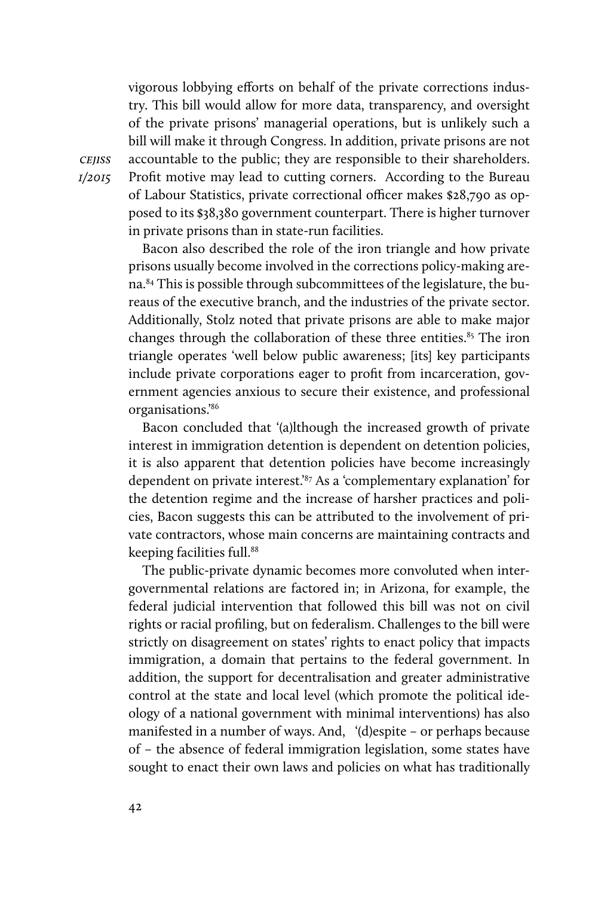vigorous lobbying efforts on behalf of the private corrections industry. This bill would allow for more data, transparency, and oversight of the private prisons' managerial operations, but is unlikely such a bill will make it through Congress. In addition, private prisons are not accountable to the public; they are responsible to their shareholders. Profit motive may lead to cutting corners. According to the Bureau of Labour Statistics, private correctional officer makes $28,790 as opposed to its $38,380 government counterpart. There is higher turnover in private prisons than in state-run facilities.

Bacon also described the role of the iron triangle and how private prisons usually become involved in the corrections policy-making arena.[84] This is possible through subcommittees of the legislature, the bureaus of the executive branch, and the industries of the private sector. Additionally, Stolz noted that private prisons are able to make major changes through the collaboration of these three entities.[85] The iron triangle operates 'well below public awareness; [its] key participants include private corporations eager to profit from incarceration, government agencies anxious to secure their existence, and professional organisations.'[86]

Bacon concluded that '(a)lthough the increased growth of private interest in immigration detention is dependent on detention policies, it is also apparent that detention policies have become increasingly dependent on private interest.'[87] As a 'complementary explanation' for the detention regime and the increase of harsher practices and policies, Bacon suggests this can be attributed to the involvement of private contractors, whose main concerns are maintaining contracts and keeping facilities full.[88]

The public-private dynamic becomes more convoluted when intergovernmental relations are factored in; in Arizona, for example, the federal judicial intervention that followed this bill was not on civil rights or racial profiling, but on federalism. Challenges to the bill were strictly on disagreement on states' rights to enact policy that impacts immigration, a domain that pertains to the federal government. In addition, the support for decentralisation and greater administrative control at the state and local level (which promote the political ideology of a national government with minimal interventions) has also manifested in a number of ways. And, '(d)espite – or perhaps because of – the absence of federal immigration legislation, some states have sought to enact their own laws and policies on what has traditionally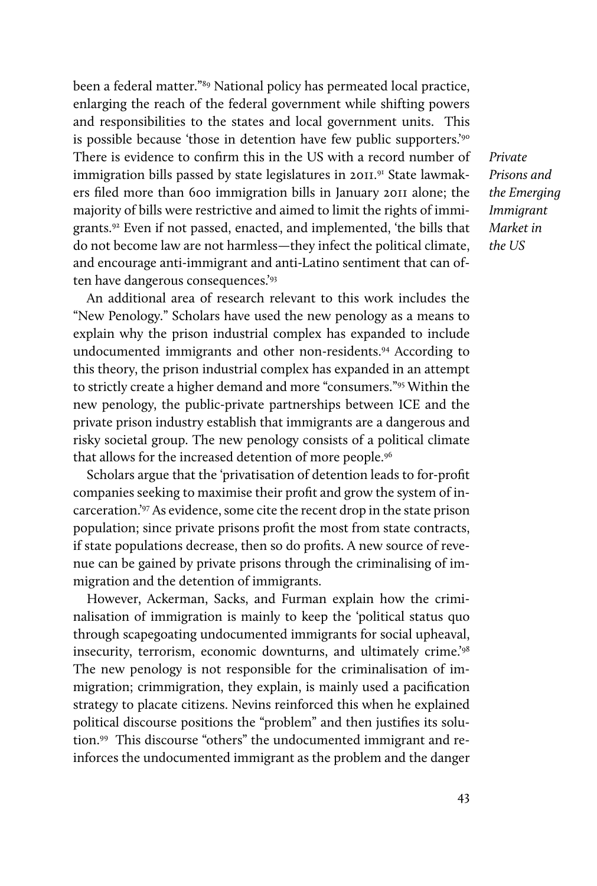been a federal matter."[89] National policy has permeated local practice, enlarging the reach of the federal government while shifting powers and responsibilities to the states and local government units. This is possible because 'those in detention have few public supporters.'[90] There is evidence to confirm this in the US with a record number of immigration bills passed by state legislatures in 2011.[91] State lawmakers filed more than 600 immigration bills in January 2011 alone; the majority of bills were restrictive and aimed to limit the rights of immigrants.[92] Even if not passed, enacted, and implemented, 'the bills that do not become law are not harmless—they infect the political climate, and encourage anti-immigrant and anti-Latino sentiment that can often have dangerous consequences.'[93]

An additional area of research relevant to this work includes the "New Penology." Scholars have used the new penology as a means to explain why the prison industrial complex has expanded to include undocumented immigrants and other non-residents.[94] According to this theory, the prison industrial complex has expanded in an attempt to strictly create a higher demand and more "consumers."[95] Within the new penology, the public-private partnerships between ICE and the private prison industry establish that immigrants are a dangerous and risky societal group. The new penology consists of a political climate that allows for the increased detention of more people.[96]

Scholars argue that the 'privatisation of detention leads to for-profit companies seeking to maximise their profit and grow the system of incarceration.'[97] As evidence, some cite the recent drop in the state prison population; since private prisons profit the most from state contracts, if state populations decrease, then so do profits. A new source of revenue can be gained by private prisons through the criminalising of immigration and the detention of immigrants.

However, Ackerman, Sacks, and Furman explain how the criminalisation of immigration is mainly to keep the 'political status quo through scapegoating undocumented immigrants for social upheaval, insecurity, terrorism, economic downturns, and ultimately crime.'[98] The new penology is not responsible for the criminalisation of immigration; crimmigration, they explain, is mainly used a pacification strategy to placate citizens. Nevins reinforced this when he explained political discourse positions the "problem" and then justifies its solution.[99] This discourse "others" the undocumented immigrant and reinforces the undocumented immigrant as the problem and the danger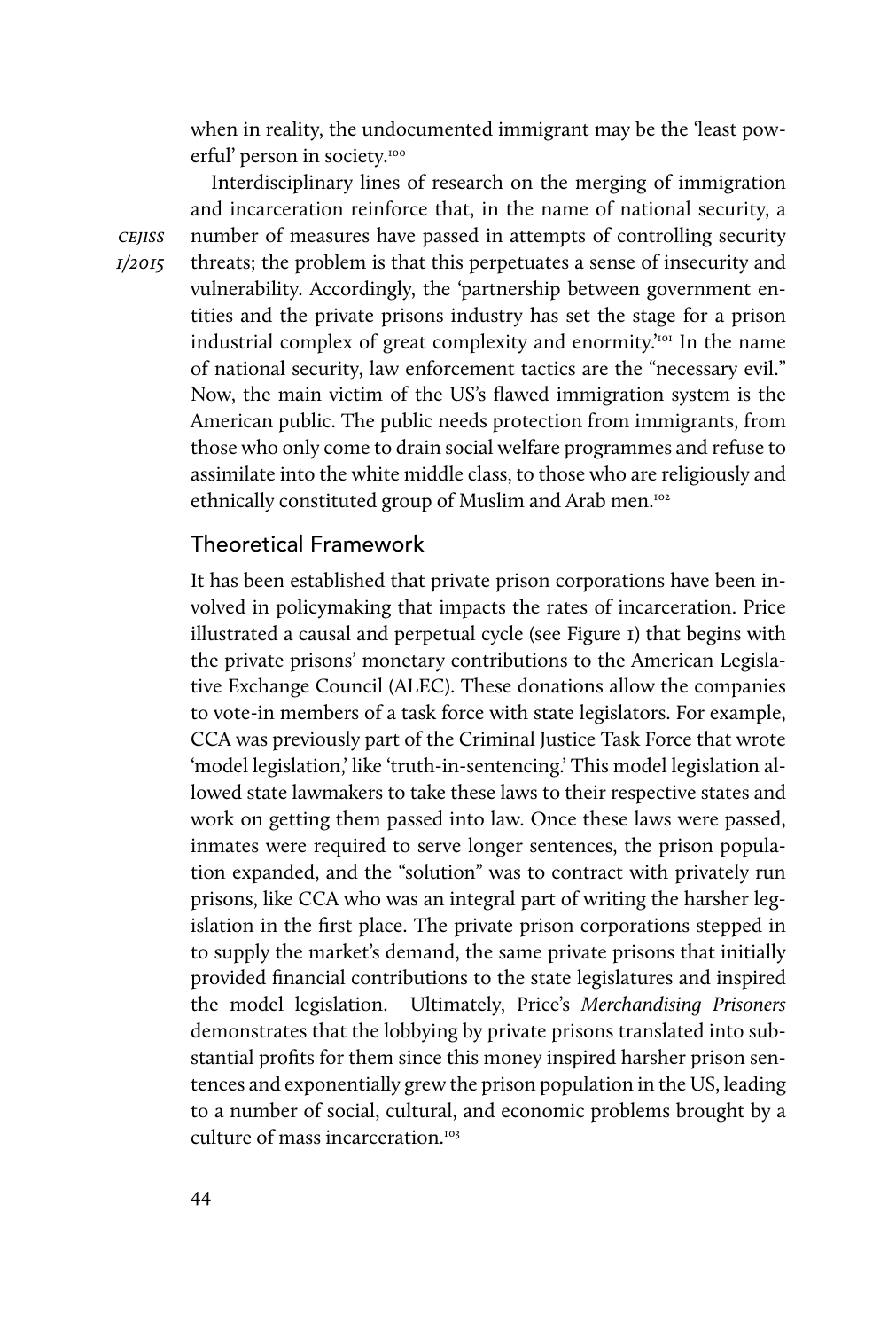when in reality, the undocumented immigrant may be the 'least powerful' person in society.[100]

Interdisciplinary lines of research on the merging of immigration and incarceration reinforce that, in the name of national security, a number of measures have passed in attempts of controlling security threats; the problem is that this perpetuates a sense of insecurity and vulnerability. Accordingly, the 'partnership between government entities and the private prisons industry has set the stage for a prison industrial complex of great complexity and enormity.'[101] In the name of national security, law enforcement tactics are the "necessary evil." Now, the main victim of the US's flawed immigration system is the American public. The public needs protection from immigrants, from those who only come to drain social welfare programmes and refuse to assimilate into the white middle class, to those who are religiously and ethnically constituted group of Muslim and Arab men.[102]

## Theoretical Framework

It has been established that private prison corporations have been involved in policymaking that impacts the rates of incarceration. Price illustrated a causal and perpetual cycle (see Figure 1) that begins with the private prisons' monetary contributions to the American Legislative Exchange Council (ALEC). These donations allow the companies to vote-in members of a task force with state legislators. For example, CCA was previously part of the Criminal Justice Task Force that wrote 'model legislation,' like 'truth-in-sentencing.' This model legislation allowed state lawmakers to take these laws to their respective states and work on getting them passed into law. Once these laws were passed, inmates were required to serve longer sentences, the prison population expanded, and the "solution" was to contract with privately run prisons, like CCA who was an integral part of writing the harsher legislation in the first place. The private prison corporations stepped in to supply the market's demand, the same private prisons that initially provided financial contributions to the state legislatures and inspired the model legislation. Ultimately, Price's *Merchandising Prisoners* demonstrates that the lobbying by private prisons translated into substantial profits for them since this money inspired harsher prison sentences and exponentially grew the prison population in the US, leading to a number of social, cultural, and economic problems brought by a culture of mass incarceration.[103]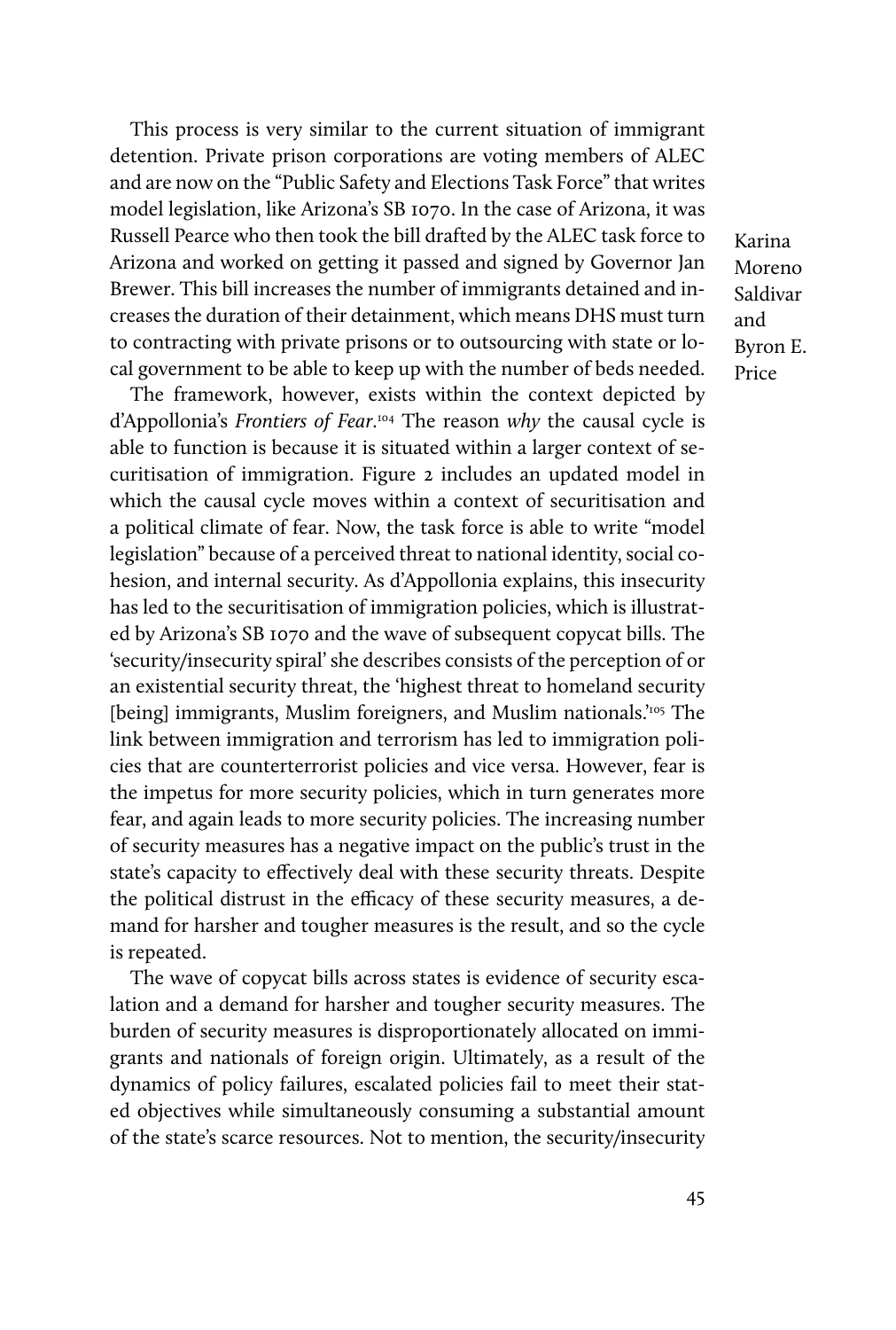This process is very similar to the current situation of immigrant detention. Private prison corporations are voting members of ALEC and are now on the "Public Safety and Elections Task Force" that writes model legislation, like Arizona's SB 1070. In the case of Arizona, it was Russell Pearce who then took the bill drafted by the ALEC task force to Arizona and worked on getting it passed and signed by Governor Jan Brewer. This bill increases the number of immigrants detained and increases the duration of their detainment, which means DHS must turn to contracting with private prisons or to outsourcing with state or local government to be able to keep up with the number of beds needed.

The framework, however, exists within the context depicted by d'Appollonia's *Frontiers of Fear*.[104] The reason *why* the causal cycle is able to function is because it is situated within a larger context of securitisation of immigration. Figure 2 includes an updated model in which the causal cycle moves within a context of securitisation and a political climate of fear. Now, the task force is able to write "model legislation" because of a perceived threat to national identity, social cohesion, and internal security. As d'Appollonia explains, this insecurity has led to the securitisation of immigration policies, which is illustrated by Arizona's SB 1070 and the wave of subsequent copycat bills. The 'security/insecurity spiral' she describes consists of the perception of or an existential security threat, the 'highest threat to homeland security [being] immigrants, Muslim foreigners, and Muslim nationals.'[105] The link between immigration and terrorism has led to immigration policies that are counterterrorist policies and vice versa. However, fear is the impetus for more security policies, which in turn generates more fear, and again leads to more security policies. The increasing number of security measures has a negative impact on the public's trust in the state's capacity to effectively deal with these security threats. Despite the political distrust in the efficacy of these security measures, a demand for harsher and tougher measures is the result, and so the cycle is repeated.

The wave of copycat bills across states is evidence of security escalation and a demand for harsher and tougher security measures. The burden of security measures is disproportionately allocated on immigrants and nationals of foreign origin. Ultimately, as a result of the dynamics of policy failures, escalated policies fail to meet their stated objectives while simultaneously consuming a substantial amount of the state's scarce resources. Not to mention, the security/insecurity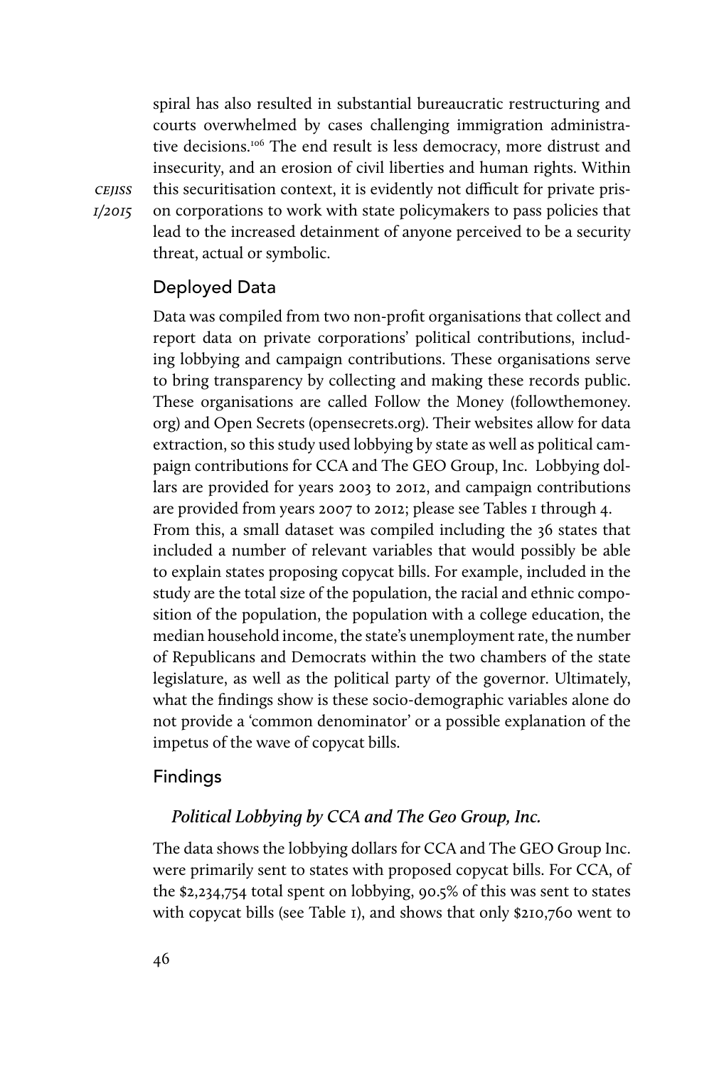spiral has also resulted in substantial bureaucratic restructuring and courts overwhelmed by cases challenging immigration administrative decisions.[106] The end result is less democracy, more distrust and insecurity, and an erosion of civil liberties and human rights. Within this securitisation context, it is evidently not difficult for private prison corporations to work with state policymakers to pass policies that lead to the increased detainment of anyone perceived to be a security threat, actual or symbolic.

## Deployed Data

Data was compiled from two non-profit organisations that collect and report data on private corporations' political contributions, including lobbying and campaign contributions. These organisations serve to bring transparency by collecting and making these records public. These organisations are called Follow the Money (followthemoney.org) and Open Secrets (opensecrets.org). Their websites allow for data extraction, so this study used lobbying by state as well as political campaign contributions for CCA and The GEO Group, Inc. Lobbying dollars are provided for years 2003 to 2012, and campaign contributions are provided from years 2007 to 2012; please see Tables 1 through 4.
From this, a small dataset was compiled including the 36 states that included a number of relevant variables that would possibly be able to explain states proposing copycat bills. For example, included in the study are the total size of the population, the racial and ethnic composition of the population, the population with a college education, the median household income, the state's unemployment rate, the number of Republicans and Democrats within the two chambers of the state legislature, as well as the political party of the governor. Ultimately, what the findings show is these socio-demographic variables alone do not provide a 'common denominator' or a possible explanation of the impetus of the wave of copycat bills.

## Findings

### *Political Lobbying by CCA and The Geo Group, Inc.*

The data shows the lobbying dollars for CCA and The GEO Group Inc. were primarily sent to states with proposed copycat bills. For CCA, of the $2,234,754 total spent on lobbying, 90.5% of this was sent to states with copycat bills (see Table 1), and shows that only $210,760 went to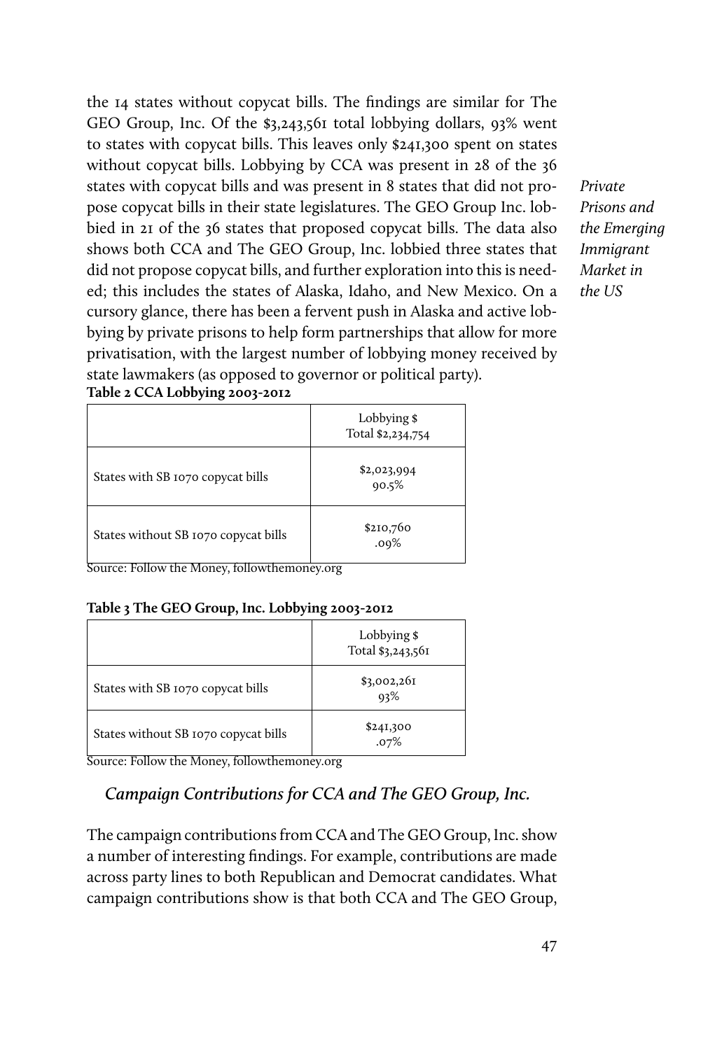the 14 states without copycat bills. The findings are similar for The GEO Group, Inc. Of the $3,243,561 total lobbying dollars, 93% went to states with copycat bills. This leaves only $241,300 spent on states without copycat bills. Lobbying by CCA was present in 28 of the 36 states with copycat bills and was present in 8 states that did not propose copycat bills in their state legislatures. The GEO Group Inc. lobbied in 21 of the 36 states that proposed copycat bills. The data also shows both CCA and The GEO Group, Inc. lobbied three states that did not propose copycat bills, and further exploration into this is needed; this includes the states of Alaska, Idaho, and New Mexico. On a cursory glance, there has been a fervent push in Alaska and active lobbying by private prisons to help form partnerships that allow for more privatisation, with the largest number of lobbying money received by state lawmakers (as opposed to governor or political party).

**Table 2 CCA Lobbying 2003-2012**

| | Lobbying $ Total $2,234,754 |
|---|---|
| States with SB 1070 copycat bills | $2,023,994 90.5% |
| States without SB 1070 copycat bills | $210,760 .09% |

Source: Follow the Money, followthemoney.org

**Table 3 The GEO Group, Inc. Lobbying 2003-2012**

| | Lobbying $ Total $3,243,561 |
|---|---|
| States with SB 1070 copycat bills | $3,002,261 93% |
| States without SB 1070 copycat bills | $241,300 .07% |

Source: Follow the Money, followthemoney.org

### *Campaign Contributions for CCA and The GEO Group, Inc.*

The campaign contributions from CCA and The GEO Group, Inc. show a number of interesting findings. For example, contributions are made across party lines to both Republican and Democrat candidates. What campaign contributions show is that both CCA and The GEO Group,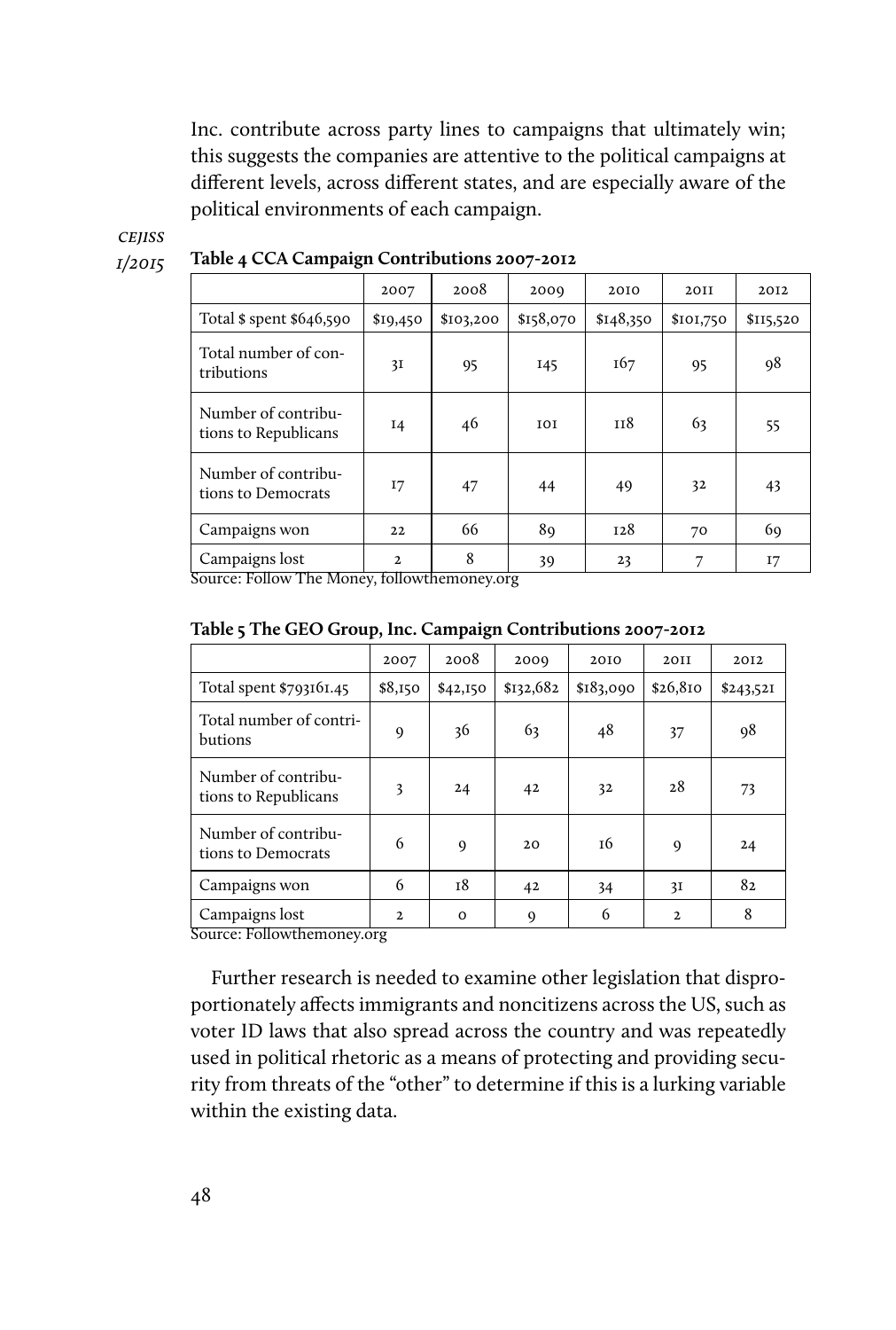Inc. contribute across party lines to campaigns that ultimately win; this suggests the companies are attentive to the political campaigns at different levels, across different states, and are especially aware of the political environments of each campaign.

**Table 4 CCA Campaign Contributions 2007-2012**

| | 2007 | 2008 | 2009 | 2010 | 2011 | 2012 |
|---|---|---|---|---|---|---|
| Total $ spent $646,590 | $19,450 | $103,200 | $158,070 | $148,350 | $101,750 | $115,520 |
| Total number of contributions | 31 | 95 | 145 | 167 | 95 | 98 |
| Number of contributions to Republicans | 14 | 46 | 101 | 118 | 63 | 55 |
| Number of contributions to Democrats | 17 | 47 | 44 | 49 | 32 | 43 |
| Campaigns won | 22 | 66 | 89 | 128 | 70 | 69 |
| Campaigns lost | 2 | 8 | 39 | 23 | 7 | 17 |

Source: Follow The Money, followthemoney.org

**Table 5 The GEO Group, Inc. Campaign Contributions 2007-2012**

| | 2007 | 2008 | 2009 | 2010 | 2011 | 2012 |
|---|---|---|---|---|---|---|
| Total spent $793161.45 | $8,150 | $42,150 | $132,682 | $183,090 | $26,810 | $243,521 |
| Total number of contributions | 9 | 36 | 63 | 48 | 37 | 98 |
| Number of contributions to Republicans | 3 | 24 | 42 | 32 | 28 | 73 |
| Number of contributions to Democrats | 6 | 9 | 20 | 16 | 9 | 24 |
| Campaigns won | 6 | 18 | 42 | 34 | 31 | 82 |
| Campaigns lost | 2 | 0 | 9 | 6 | 2 | 8 |

Source: Followthemoney.org

Further research is needed to examine other legislation that disproportionately affects immigrants and noncitizens across the US, such as voter ID laws that also spread across the country and was repeatedly used in political rhetoric as a means of protecting and providing security from threats of the "other" to determine if this is a lurking variable within the existing data.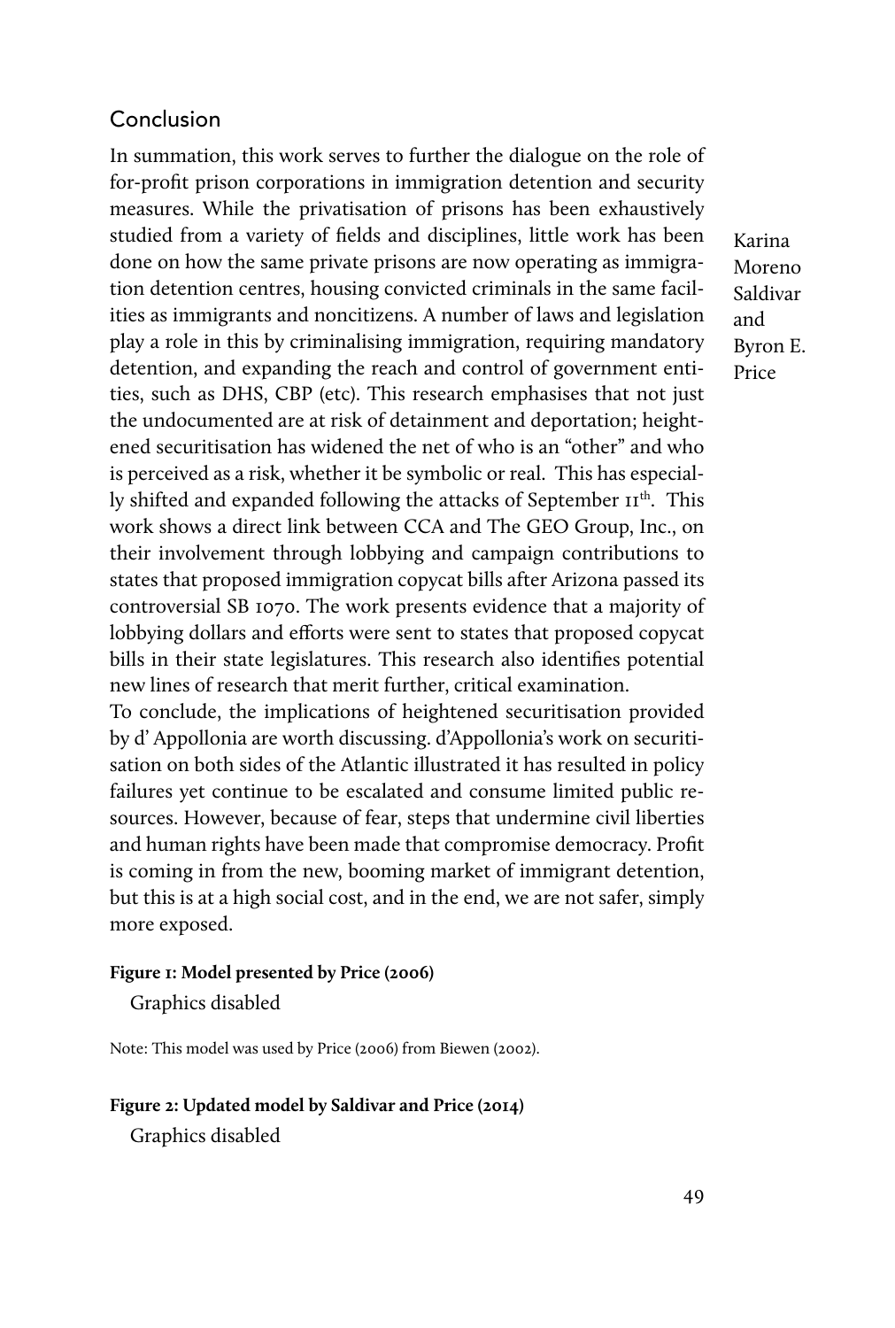## Conclusion

In summation, this work serves to further the dialogue on the role of for-profit prison corporations in immigration detention and security measures. While the privatisation of prisons has been exhaustively studied from a variety of fields and disciplines, little work has been done on how the same private prisons are now operating as immigration detention centres, housing convicted criminals in the same facilities as immigrants and noncitizens. A number of laws and legislation play a role in this by criminalising immigration, requiring mandatory detention, and expanding the reach and control of government entities, such as DHS, CBP (etc). This research emphasises that not just the undocumented are at risk of detainment and deportation; heightened securitisation has widened the net of who is an "other" and who is perceived as a risk, whether it be symbolic or real. This has especially shifted and expanded following the attacks of September 11th. This work shows a direct link between CCA and The GEO Group, Inc., on their involvement through lobbying and campaign contributions to states that proposed immigration copycat bills after Arizona passed its controversial SB 1070. The work presents evidence that a majority of lobbying dollars and efforts were sent to states that proposed copycat bills in their state legislatures. This research also identifies potential new lines of research that merit further, critical examination.

To conclude, the implications of heightened securitisation provided by d' Appollonia are worth discussing. d'Appollonia's work on securitisation on both sides of the Atlantic illustrated it has resulted in policy failures yet continue to be escalated and consume limited public resources. However, because of fear, steps that undermine civil liberties and human rights have been made that compromise democracy. Profit is coming in from the new, booming market of immigrant detention, but this is at a high social cost, and in the end, we are not safer, simply more exposed.

**Figure 1: Model presented by Price (2006)**

Graphics disabled

Note: This model was used by Price (2006) from Biewen (2002).

**Figure 2: Updated model by Saldivar and Price (2014)**

Graphics disabled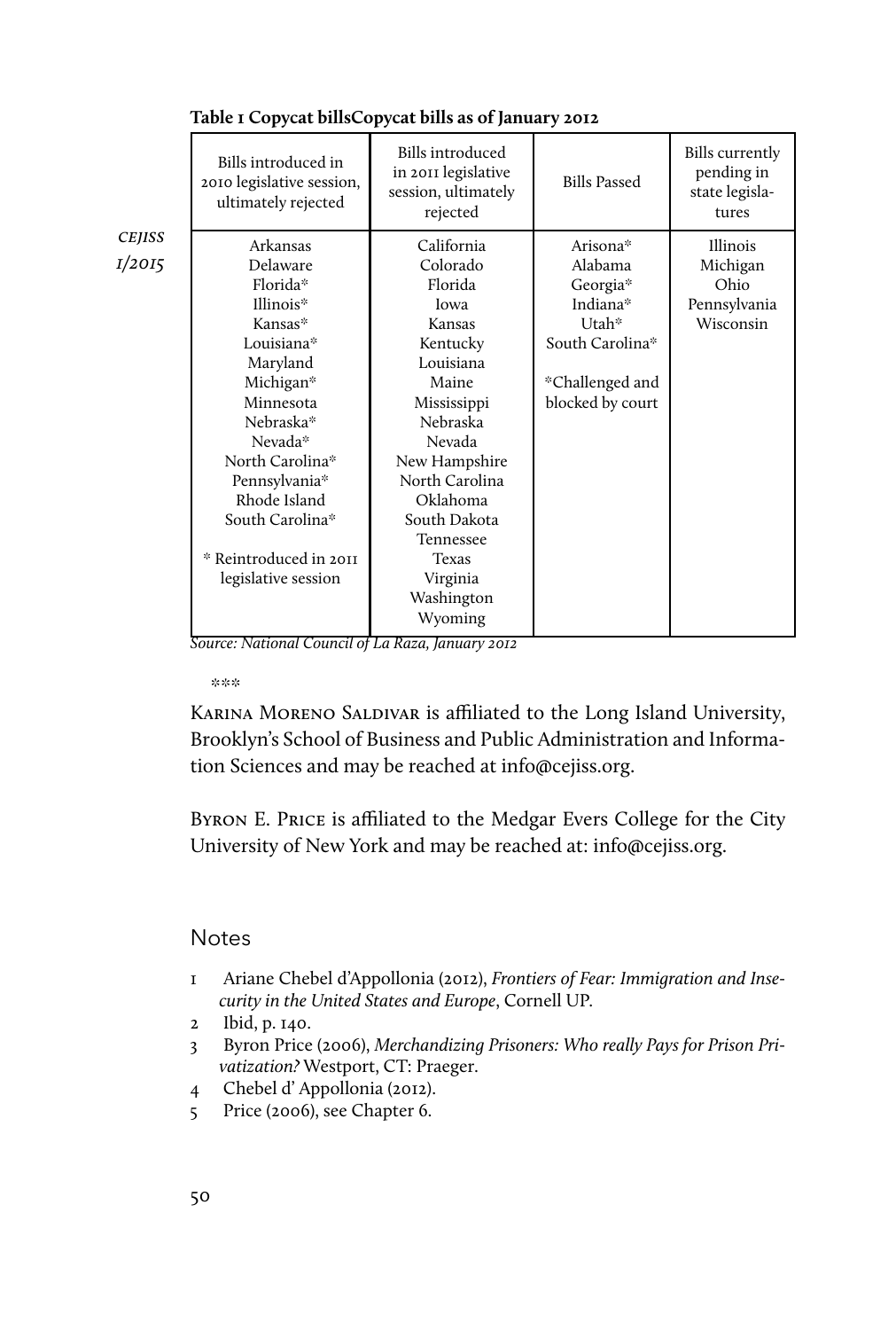**Table 1 Copycat billsCopycat bills as of January 2012**

| Bills introduced in 2010 legislative session, ultimately rejected | Bills introduced in 2011 legislative session, ultimately rejected | Bills Passed | Bills currently pending in state legislatures |
|---|---|---|---|
| Arkansas | California | Arisona* | Illinois |
| Delaware | Colorado | Alabama | Michigan |
| Florida* | Florida | Georgia* | Ohio |
| Illinois* | Iowa | Indiana* | Pennsylvania |
| Kansas* | Kansas | Utah* | Wisconsin |
| Louisiana* | Kentucky | South Carolina* | |
| Maryland | Louisiana | | |
| Michigan* | Maine | *Challenged and blocked by court | |
| Minnesota | Mississippi | | |
| Nebraska* | Nebraska | | |
| Nevada* | Nevada | | |
| North Carolina* | New Hampshire | | |
| Pennsylvania* | North Carolina | | |
| Rhode Island | Oklahoma | | |
| South Carolina* | South Dakota | | |
| | Tennessee | | |
| * Reintroduced in 2011 legislative session | Texas | | |
| | Virginia | | |
| | Washington | | |
| | Wyoming | | |

*Source: National Council of La Raza, January 2012*

\*\*\*

Karina Moreno Saldivar is affiliated to the Long Island University, Brooklyn's School of Business and Public Administration and Information Sciences and may be reached at info@cejiss.org.

Byron E. Price is affiliated to the Medgar Evers College for the City University of New York and may be reached at: info@cejiss.org.

## Notes

1. Ariane Chebel d'Appollonia (2012), *Frontiers of Fear: Immigration and Insecurity in the United States and Europe*, Cornell UP.
2. Ibid, p. 140.
3. Byron Price (2006), *Merchandizing Prisoners: Who really Pays for Prison Privatization?* Westport, CT: Praeger.
4. Chebel d' Appollonia (2012).
5. Price (2006), see Chapter 6.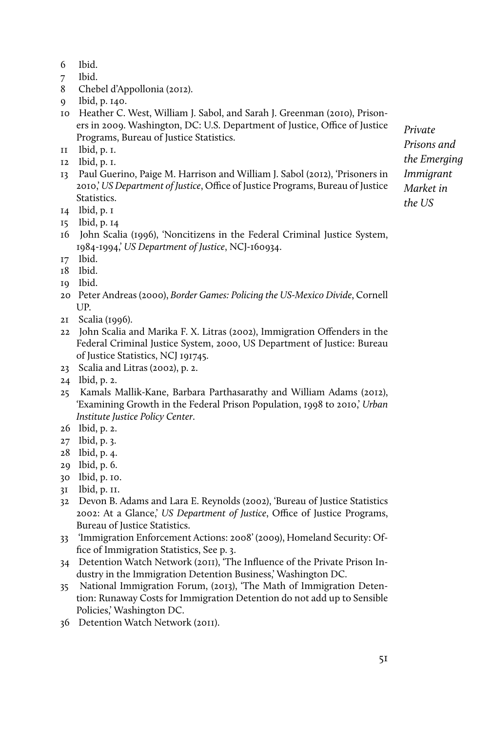6 Ibid.

7 Ibid.

8 Chebel d'Appollonia (2012).

9 Ibid, p. 140.

10 Heather C. West, William J. Sabol, and Sarah J. Greenman (2010), Prisoners in 2009. Washington, DC: U.S. Department of Justice, Office of Justice Programs, Bureau of Justice Statistics.

11 Ibid, p. 1.

12 Ibid, p. 1.

13 Paul Guerino, Paige M. Harrison and William J. Sabol (2012), 'Prisoners in 2010,' *US Department of Justice*, Office of Justice Programs, Bureau of Justice Statistics.

14 Ibid, p. 1

15 Ibid, p. 14

16 John Scalia (1996), 'Noncitizens in the Federal Criminal Justice System, 1984-1994,' *US Department of Justice*, NCJ-160934.

17 Ibid.

18 Ibid.

19 Ibid.

20 Peter Andreas (2000), *Border Games: Policing the US-Mexico Divide*, Cornell UP.

21 Scalia (1996).

22 John Scalia and Marika F. X. Litras (2002), Immigration Offenders in the Federal Criminal Justice System, 2000, US Department of Justice: Bureau of Justice Statistics, NCJ 191745.

23 Scalia and Litras (2002), p. 2.

24 Ibid, p. 2.

25 Kamals Mallik-Kane, Barbara Parthasarathy and William Adams (2012), 'Examining Growth in the Federal Prison Population, 1998 to 2010,' *Urban Institute Justice Policy Center*.

26 Ibid, p. 2.

27 Ibid, p. 3.

28 Ibid, p. 4.

29 Ibid, p. 6.

30 Ibid, p. 10.

31 Ibid, p. 11.

32 Devon B. Adams and Lara E. Reynolds (2002), 'Bureau of Justice Statistics 2002: At a Glance,' *US Department of Justice*, Office of Justice Programs, Bureau of Justice Statistics.

33 'Immigration Enforcement Actions: 2008' (2009), Homeland Security: Office of Immigration Statistics, See p. 3.

34 Detention Watch Network (2011), 'The Influence of the Private Prison Industry in the Immigration Detention Business,' Washington DC.

35 National Immigration Forum, (2013), 'The Math of Immigration Detention: Runaway Costs for Immigration Detention do not add up to Sensible Policies,' Washington DC.

36 Detention Watch Network (2011).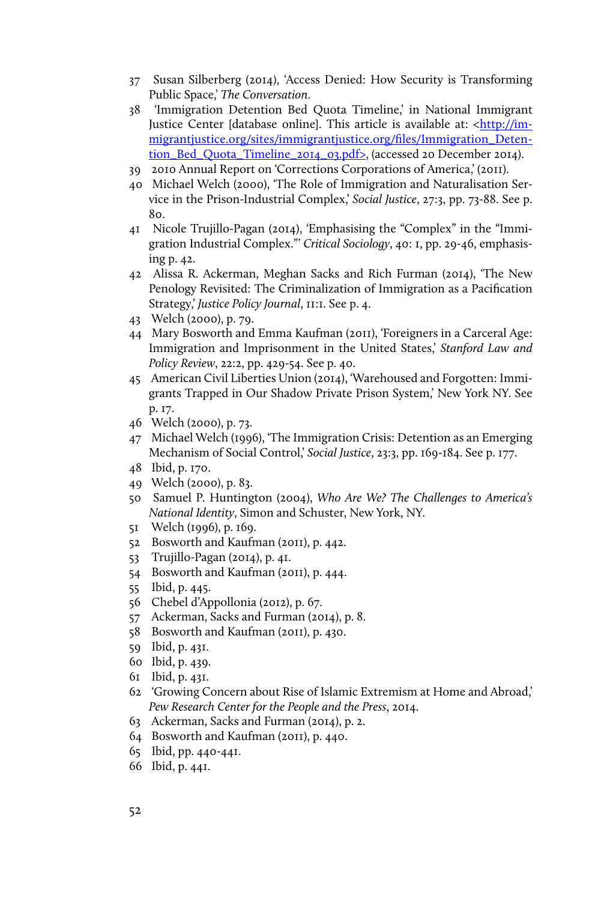37 Susan Silberberg (2014), 'Access Denied: How Security is Transforming Public Space,' *The Conversation*.

38 'Immigration Detention Bed Quota Timeline,' in National Immigrant Justice Center [database online]. This article is available at: <http://immigrantjustice.org/sites/immigrantjustice.org/files/Immigration_Detention_Bed_Quota_Timeline_2014_03.pdf>, (accessed 20 December 2014).

39 2010 Annual Report on 'Corrections Corporations of America,' (2011).

40 Michael Welch (2000), 'The Role of Immigration and Naturalisation Service in the Prison-Industrial Complex,' *Social Justice*, 27:3, pp. 73-88. See p. 80.

41 Nicole Trujillo-Pagan (2014), 'Emphasising the "Complex" in the "Immigration Industrial Complex."' *Critical Sociology*, 40: 1, pp. 29-46, emphasising p. 42.

42 Alissa R. Ackerman, Meghan Sacks and Rich Furman (2014), 'The New Penology Revisited: The Criminalization of Immigration as a Pacification Strategy,' *Justice Policy Journal*, 11:1. See p. 4.

43 Welch (2000), p. 79.

44 Mary Bosworth and Emma Kaufman (2011), 'Foreigners in a Carceral Age: Immigration and Imprisonment in the United States,' *Stanford Law and Policy Review*, 22:2, pp. 429-54. See p. 40.

45 American Civil Liberties Union (2014), 'Warehoused and Forgotten: Immigrants Trapped in Our Shadow Private Prison System,' New York NY. See p. 17.

46 Welch (2000), p. 73.

47 Michael Welch (1996), 'The Immigration Crisis: Detention as an Emerging Mechanism of Social Control,' *Social Justice*, 23:3, pp. 169-184. See p. 177.

48 Ibid, p. 170.

49 Welch (2000), p. 83.

50 Samuel P. Huntington (2004), *Who Are We? The Challenges to America's National Identity*, Simon and Schuster, New York, NY.

51 Welch (1996), p. 169.

52 Bosworth and Kaufman (2011), p. 442.

53 Trujillo-Pagan (2014), p. 41.

54 Bosworth and Kaufman (2011), p. 444.

55 Ibid, p. 445.

56 Chebel d'Appollonia (2012), p. 67.

57 Ackerman, Sacks and Furman (2014), p. 8.

58 Bosworth and Kaufman (2011), p. 430.

59 Ibid, p. 431.

60 Ibid, p. 439.

61 Ibid, p. 431.

62 'Growing Concern about Rise of Islamic Extremism at Home and Abroad,' *Pew Research Center for the People and the Press*, 2014.

63 Ackerman, Sacks and Furman (2014), p. 2.

64 Bosworth and Kaufman (2011), p. 440.

65 Ibid, pp. 440-441.

66 Ibid, p. 441.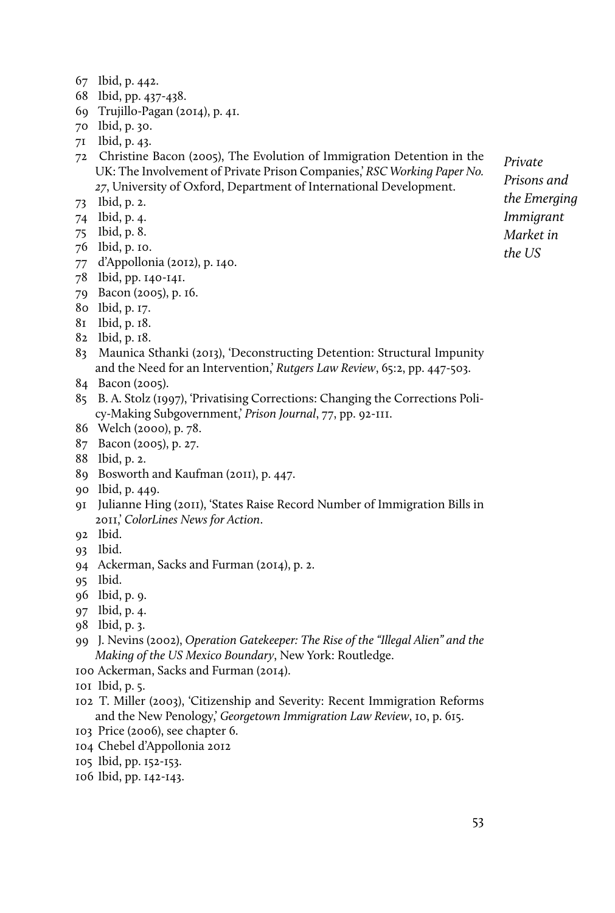67 Ibid, p. 442.

68 Ibid, pp. 437-438.

69 Trujillo-Pagan (2014), p. 41.

70 Ibid, p. 30.

71 Ibid, p. 43.

72 Christine Bacon (2005), The Evolution of Immigration Detention in the UK: The Involvement of Private Prison Companies,' *RSC Working Paper No. 27*, University of Oxford, Department of International Development.

73 Ibid, p. 2.

74 Ibid, p. 4.

75 Ibid, p. 8.

76 Ibid, p. 10.

77 d'Appollonia (2012), p. 140.

78 Ibid, pp. 140-141.

79 Bacon (2005), p. 16.

80 Ibid, p. 17.

81 Ibid, p. 18.

82 Ibid, p. 18.

83 Maunica Sthanki (2013), 'Deconstructing Detention: Structural Impunity and the Need for an Intervention,' *Rutgers Law Review*, 65:2, pp. 447-503.

84 Bacon (2005).

85 B. A. Stolz (1997), 'Privatising Corrections: Changing the Corrections Policy-Making Subgovernment,' *Prison Journal*, 77, pp. 92-111.

86 Welch (2000), p. 78.

87 Bacon (2005), p. 27.

88 Ibid, p. 2.

89 Bosworth and Kaufman (2011), p. 447.

90 Ibid, p. 449.

91 Julianne Hing (2011), 'States Raise Record Number of Immigration Bills in 2011,' *ColorLines News for Action*.

92 Ibid.

93 Ibid.

94 Ackerman, Sacks and Furman (2014), p. 2.

95 Ibid.

96 Ibid, p. 9.

97 Ibid, p. 4.

98 Ibid, p. 3.

99 J. Nevins (2002), *Operation Gatekeeper: The Rise of the "Illegal Alien" and the Making of the US Mexico Boundary*, New York: Routledge.

100 Ackerman, Sacks and Furman (2014).

101 Ibid, p. 5.

102 T. Miller (2003), 'Citizenship and Severity: Recent Immigration Reforms and the New Penology,' *Georgetown Immigration Law Review*, 10, p. 615.

103 Price (2006), see chapter 6.

104 Chebel d'Appollonia 2012

105 Ibid, pp. 152-153.

106 Ibid, pp. 142-143.